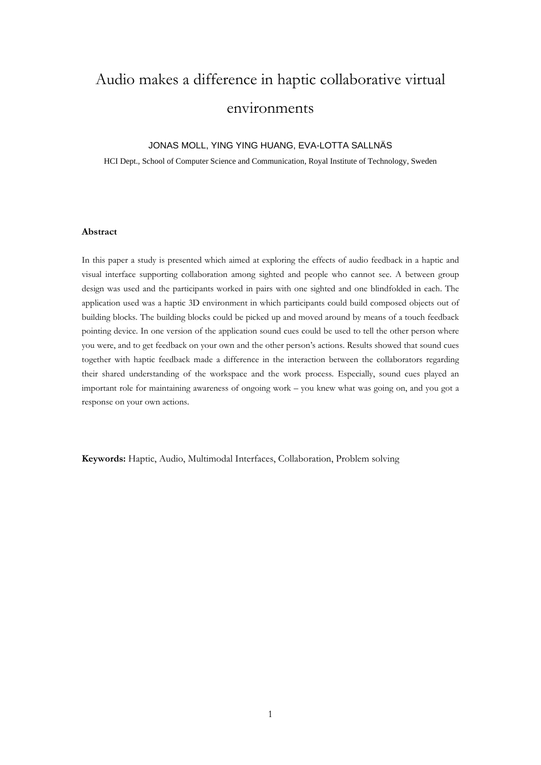# Audio makes a difference in haptic collaborative virtual environments

JONAS MOLL, YING YING HUANG, EVA-LOTTA SALLNÄS

HCI Dept., School of Computer Science and Communication, Royal Institute of Technology, Sweden

**Abstract**

In this paper a study is presented which aimed at exploring the effects of audio feedback in a haptic and visual interface supporting collaboration among sighted and people who cannot see. A between group design was used and the participants worked in pairs with one sighted and one blindfolded in each. The application used was a haptic 3D environment in which participants could build composed objects out of building blocks. The building blocks could be picked up and moved around by means of a touch feedback pointing device. In one version of the application sound cues could be used to tell the other person where you were, and to get feedback on your own and the other person's actions. Results showed that sound cues together with haptic feedback made a difference in the interaction between the collaborators regarding their shared understanding of the workspace and the work process. Especially, sound cues played an important role for maintaining awareness of ongoing work – you knew what was going on, and you got a response on your own actions.

**Keywords:** Haptic, Audio, Multimodal Interfaces, Collaboration, Problem solving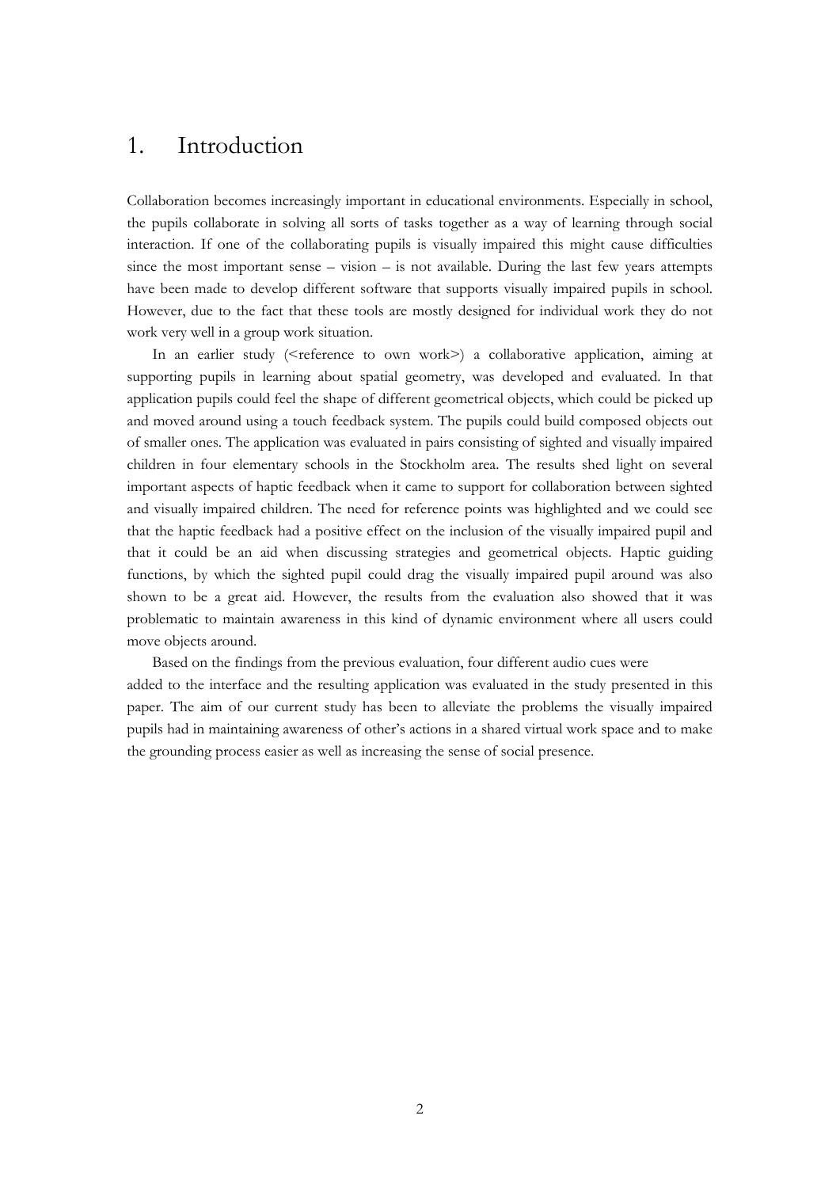# 1. Introduction

Collaboration becomes increasingly important in educational environments. Especially in school, the pupils collaborate in solving all sorts of tasks together as a way of learning through social interaction. If one of the collaborating pupils is visually impaired this might cause difficulties since the most important sense – vision – is not available. During the last few years attempts have been made to develop different software that supports visually impaired pupils in school. However, due to the fact that these tools are mostly designed for individual work they do not work very well in a group work situation.

In an earlier study (<reference to own work>) a collaborative application, aiming at supporting pupils in learning about spatial geometry, was developed and evaluated. In that application pupils could feel the shape of different geometrical objects, which could be picked up and moved around using a touch feedback system. The pupils could build composed objects out of smaller ones. The application was evaluated in pairs consisting of sighted and visually impaired children in four elementary schools in the Stockholm area. The results shed light on several important aspects of haptic feedback when it came to support for collaboration between sighted and visually impaired children. The need for reference points was highlighted and we could see that the haptic feedback had a positive effect on the inclusion of the visually impaired pupil and that it could be an aid when discussing strategies and geometrical objects. Haptic guiding functions, by which the sighted pupil could drag the visually impaired pupil around was also shown to be a great aid. However, the results from the evaluation also showed that it was problematic to maintain awareness in this kind of dynamic environment where all users could move objects around.

Based on the findings from the previous evaluation, four different audio cues were added to the interface and the resulting application was evaluated in the study presented in this paper. The aim of our current study has been to alleviate the problems the visually impaired pupils had in maintaining awareness of other's actions in a shared virtual work space and to make the grounding process easier as well as increasing the sense of social presence.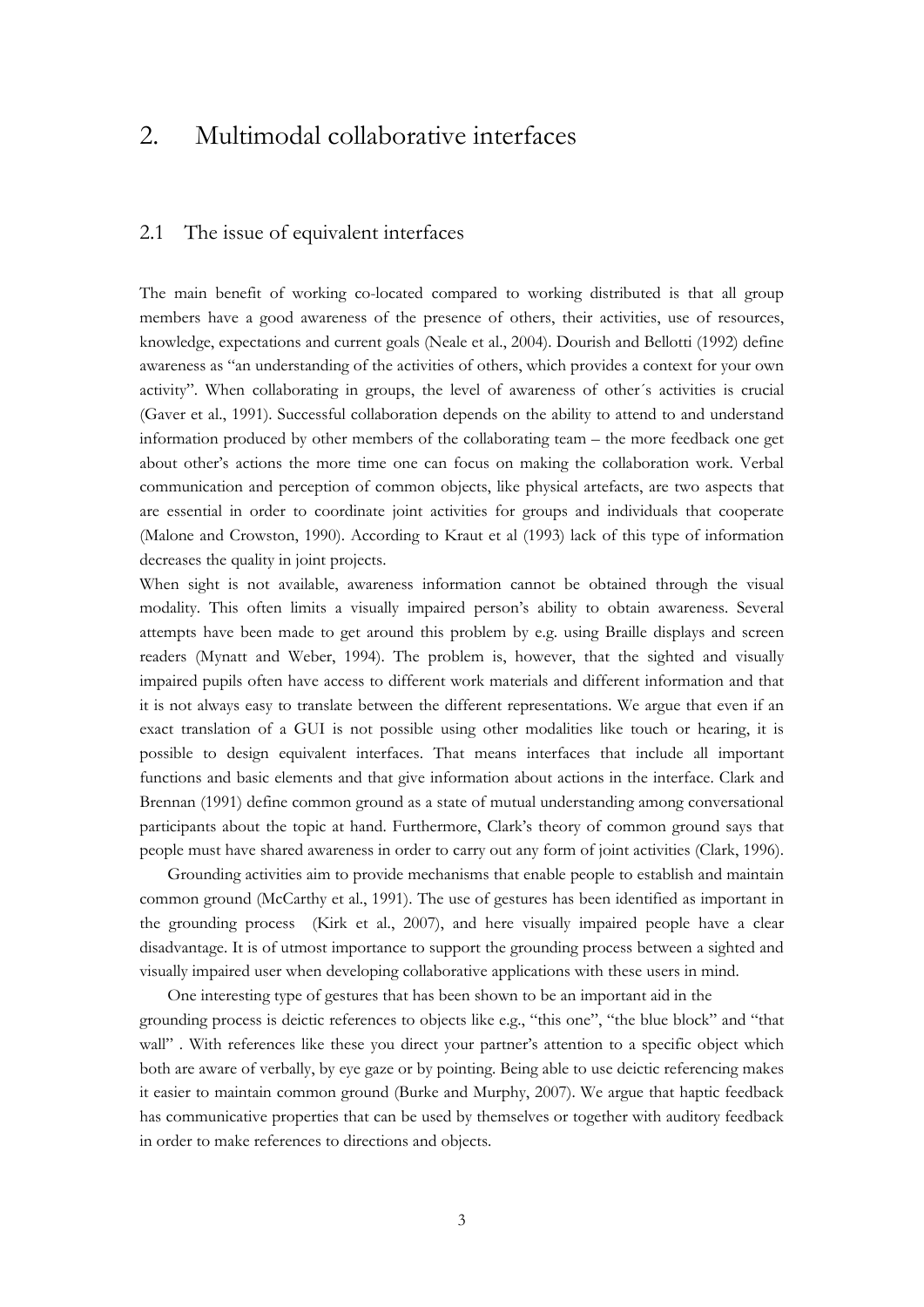# 2. Multimodal collaborative interfaces

## 2.1 The issue of equivalent interfaces

The main benefit of working co-located compared to working distributed is that all group members have a good awareness of the presence of others, their activities, use of resources, knowledge, expectations and current goals (Neale et al., 2004). Dourish and Bellotti (1992) define awareness as "an understanding of the activities of others, which provides a context for your own activity". When collaborating in groups, the level of awareness of other´s activities is crucial (Gaver et al., 1991). Successful collaboration depends on the ability to attend to and understand information produced by other members of the collaborating team – the more feedback one get about other's actions the more time one can focus on making the collaboration work. Verbal communication and perception of common objects, like physical artefacts, are two aspects that are essential in order to coordinate joint activities for groups and individuals that cooperate (Malone and Crowston, 1990). According to Kraut et al (1993) lack of this type of information decreases the quality in joint projects.

When sight is not available, awareness information cannot be obtained through the visual modality. This often limits a visually impaired person's ability to obtain awareness. Several attempts have been made to get around this problem by e.g. using Braille displays and screen readers (Mynatt and Weber, 1994). The problem is, however, that the sighted and visually impaired pupils often have access to different work materials and different information and that it is not always easy to translate between the different representations. We argue that even if an exact translation of a GUI is not possible using other modalities like touch or hearing, it is possible to design equivalent interfaces. That means interfaces that include all important functions and basic elements and that give information about actions in the interface. Clark and Brennan (1991) define common ground as a state of mutual understanding among conversational participants about the topic at hand. Furthermore, Clark's theory of common ground says that people must have shared awareness in order to carry out any form of joint activities (Clark, 1996).

Grounding activities aim to provide mechanisms that enable people to establish and maintain common ground (McCarthy et al., 1991). The use of gestures has been identified as important in the grounding process (Kirk et al., 2007), and here visually impaired people have a clear disadvantage. It is of utmost importance to support the grounding process between a sighted and visually impaired user when developing collaborative applications with these users in mind.

One interesting type of gestures that has been shown to be an important aid in the grounding process is deictic references to objects like e.g., "this one", "the blue block" and "that wall" . With references like these you direct your partner's attention to a specific object which both are aware of verbally, by eye gaze or by pointing. Being able to use deictic referencing makes it easier to maintain common ground (Burke and Murphy, 2007). We argue that haptic feedback has communicative properties that can be used by themselves or together with auditory feedback in order to make references to directions and objects.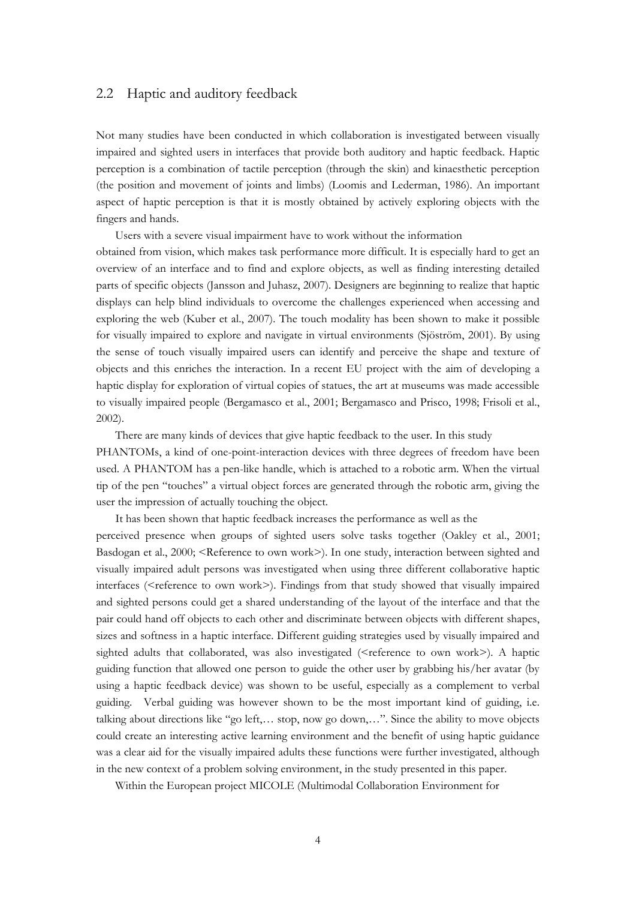## 2.2 Haptic and auditory feedback

Not many studies have been conducted in which collaboration is investigated between visually impaired and sighted users in interfaces that provide both auditory and haptic feedback. Haptic perception is a combination of tactile perception (through the skin) and kinaesthetic perception (the position and movement of joints and limbs) (Loomis and Lederman, 1986). An important aspect of haptic perception is that it is mostly obtained by actively exploring objects with the fingers and hands.

Users with a severe visual impairment have to work without the information obtained from vision, which makes task performance more difficult. It is especially hard to get an overview of an interface and to find and explore objects, as well as finding interesting detailed parts of specific objects (Jansson and Juhasz, 2007). Designers are beginning to realize that haptic displays can help blind individuals to overcome the challenges experienced when accessing and exploring the web (Kuber et al., 2007). The touch modality has been shown to make it possible for visually impaired to explore and navigate in virtual environments (Sjöström, 2001). By using the sense of touch visually impaired users can identify and perceive the shape and texture of objects and this enriches the interaction. In a recent EU project with the aim of developing a haptic display for exploration of virtual copies of statues, the art at museums was made accessible to visually impaired people (Bergamasco et al., 2001; Bergamasco and Prisco, 1998; Frisoli et al., 2002).

There are many kinds of devices that give haptic feedback to the user. In this study PHANTOMs, a kind of one-point-interaction devices with three degrees of freedom have been used. A PHANTOM has a pen-like handle, which is attached to a robotic arm. When the virtual tip of the pen "touches" a virtual object forces are generated through the robotic arm, giving the user the impression of actually touching the object.

It has been shown that haptic feedback increases the performance as well as the perceived presence when groups of sighted users solve tasks together (Oakley et al., 2001; Basdogan et al., 2000; <Reference to own work>). In one study, interaction between sighted and visually impaired adult persons was investigated when using three different collaborative haptic interfaces (<reference to own work>). Findings from that study showed that visually impaired and sighted persons could get a shared understanding of the layout of the interface and that the pair could hand off objects to each other and discriminate between objects with different shapes, sizes and softness in a haptic interface. Different guiding strategies used by visually impaired and sighted adults that collaborated, was also investigated (<reference to own work>). A haptic guiding function that allowed one person to guide the other user by grabbing his/her avatar (by using a haptic feedback device) was shown to be useful, especially as a complement to verbal guiding. Verbal guiding was however shown to be the most important kind of guiding, i.e. talking about directions like "go left,… stop, now go down,…". Since the ability to move objects could create an interesting active learning environment and the benefit of using haptic guidance was a clear aid for the visually impaired adults these functions were further investigated, although in the new context of a problem solving environment, in the study presented in this paper.

Within the European project MICOLE (Multimodal Collaboration Environment for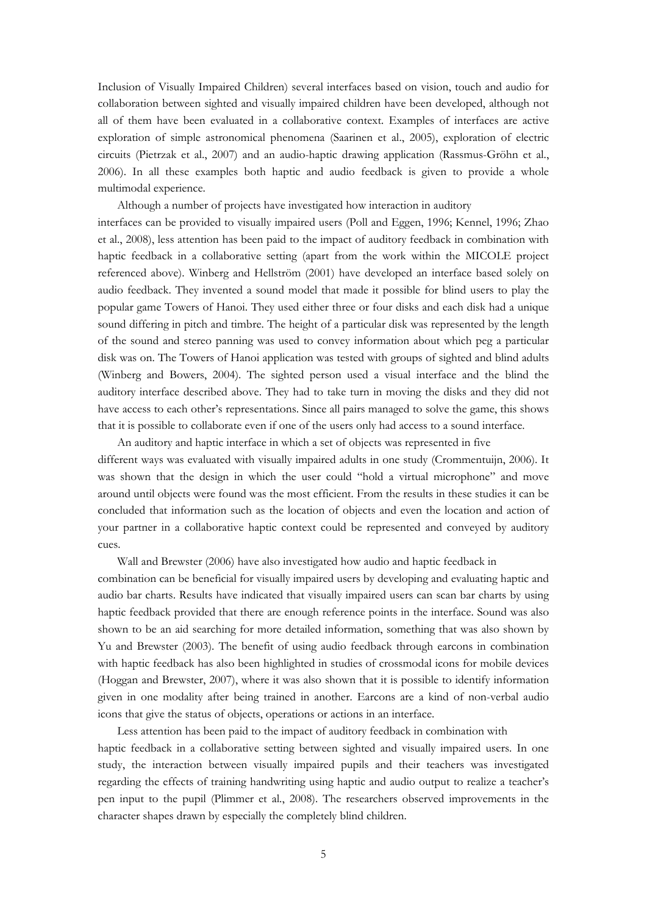Inclusion of Visually Impaired Children) several interfaces based on vision, touch and audio for collaboration between sighted and visually impaired children have been developed, although not all of them have been evaluated in a collaborative context. Examples of interfaces are active exploration of simple astronomical phenomena (Saarinen et al., 2005), exploration of electric circuits (Pietrzak et al., 2007) and an audio-haptic drawing application (Rassmus-Gröhn et al., 2006). In all these examples both haptic and audio feedback is given to provide a whole multimodal experience.

Although a number of projects have investigated how interaction in auditory interfaces can be provided to visually impaired users (Poll and Eggen, 1996; Kennel, 1996; Zhao et al., 2008), less attention has been paid to the impact of auditory feedback in combination with haptic feedback in a collaborative setting (apart from the work within the MICOLE project referenced above). Winberg and Hellström (2001) have developed an interface based solely on audio feedback. They invented a sound model that made it possible for blind users to play the popular game Towers of Hanoi. They used either three or four disks and each disk had a unique sound differing in pitch and timbre. The height of a particular disk was represented by the length of the sound and stereo panning was used to convey information about which peg a particular disk was on. The Towers of Hanoi application was tested with groups of sighted and blind adults (Winberg and Bowers, 2004). The sighted person used a visual interface and the blind the auditory interface described above. They had to take turn in moving the disks and they did not have access to each other's representations. Since all pairs managed to solve the game, this shows that it is possible to collaborate even if one of the users only had access to a sound interface.

An auditory and haptic interface in which a set of objects was represented in five different ways was evaluated with visually impaired adults in one study (Crommentuijn, 2006). It was shown that the design in which the user could "hold a virtual microphone" and move around until objects were found was the most efficient. From the results in these studies it can be concluded that information such as the location of objects and even the location and action of your partner in a collaborative haptic context could be represented and conveyed by auditory cues.

Wall and Brewster (2006) have also investigated how audio and haptic feedback in combination can be beneficial for visually impaired users by developing and evaluating haptic and audio bar charts. Results have indicated that visually impaired users can scan bar charts by using haptic feedback provided that there are enough reference points in the interface. Sound was also shown to be an aid searching for more detailed information, something that was also shown by Yu and Brewster (2003). The benefit of using audio feedback through earcons in combination with haptic feedback has also been highlighted in studies of crossmodal icons for mobile devices (Hoggan and Brewster, 2007), where it was also shown that it is possible to identify information given in one modality after being trained in another. Earcons are a kind of non-verbal audio icons that give the status of objects, operations or actions in an interface.

Less attention has been paid to the impact of auditory feedback in combination with haptic feedback in a collaborative setting between sighted and visually impaired users. In one study, the interaction between visually impaired pupils and their teachers was investigated regarding the effects of training handwriting using haptic and audio output to realize a teacher's pen input to the pupil (Plimmer et al., 2008). The researchers observed improvements in the character shapes drawn by especially the completely blind children.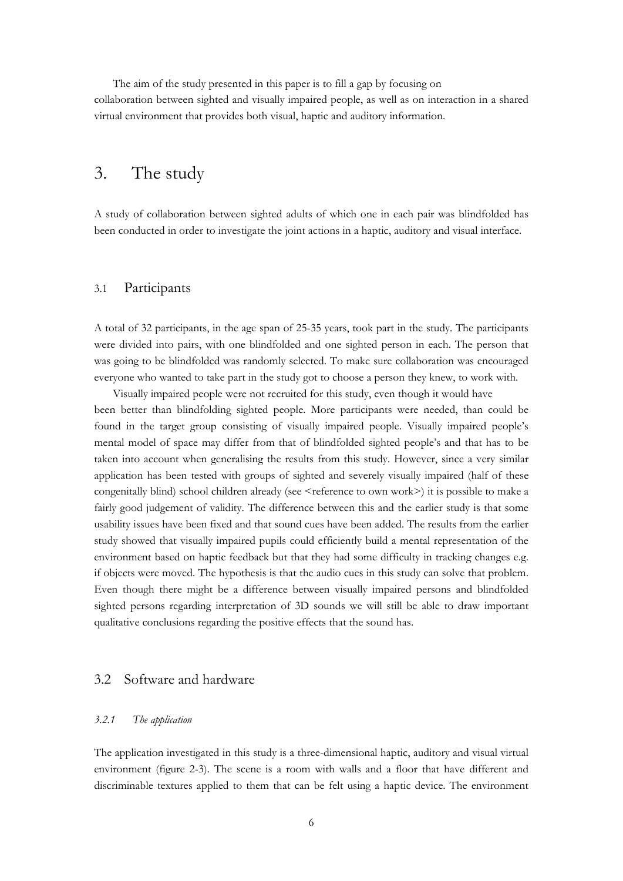The aim of the study presented in this paper is to fill a gap by focusing on collaboration between sighted and visually impaired people, as well as on interaction in a shared virtual environment that provides both visual, haptic and auditory information.

# 3. The study

A study of collaboration between sighted adults of which one in each pair was blindfolded has been conducted in order to investigate the joint actions in a haptic, auditory and visual interface.

## 3.1 Participants

A total of 32 participants, in the age span of 25-35 years, took part in the study. The participants were divided into pairs, with one blindfolded and one sighted person in each. The person that was going to be blindfolded was randomly selected. To make sure collaboration was encouraged everyone who wanted to take part in the study got to choose a person they knew, to work with.

Visually impaired people were not recruited for this study, even though it would have been better than blindfolding sighted people. More participants were needed, than could be found in the target group consisting of visually impaired people. Visually impaired people's mental model of space may differ from that of blindfolded sighted people's and that has to be taken into account when generalising the results from this study. However, since a very similar application has been tested with groups of sighted and severely visually impaired (half of these congenitally blind) school children already (see <reference to own work>) it is possible to make a fairly good judgement of validity. The difference between this and the earlier study is that some usability issues have been fixed and that sound cues have been added. The results from the earlier study showed that visually impaired pupils could efficiently build a mental representation of the environment based on haptic feedback but that they had some difficulty in tracking changes e.g. if objects were moved. The hypothesis is that the audio cues in this study can solve that problem. Even though there might be a difference between visually impaired persons and blindfolded sighted persons regarding interpretation of 3D sounds we will still be able to draw important qualitative conclusions regarding the positive effects that the sound has.

## 3.2 Software and hardware

### *3.2.1 The application*

The application investigated in this study is a three-dimensional haptic, auditory and visual virtual environment (figure 2-3). The scene is a room with walls and a floor that have different and discriminable textures applied to them that can be felt using a haptic device. The environment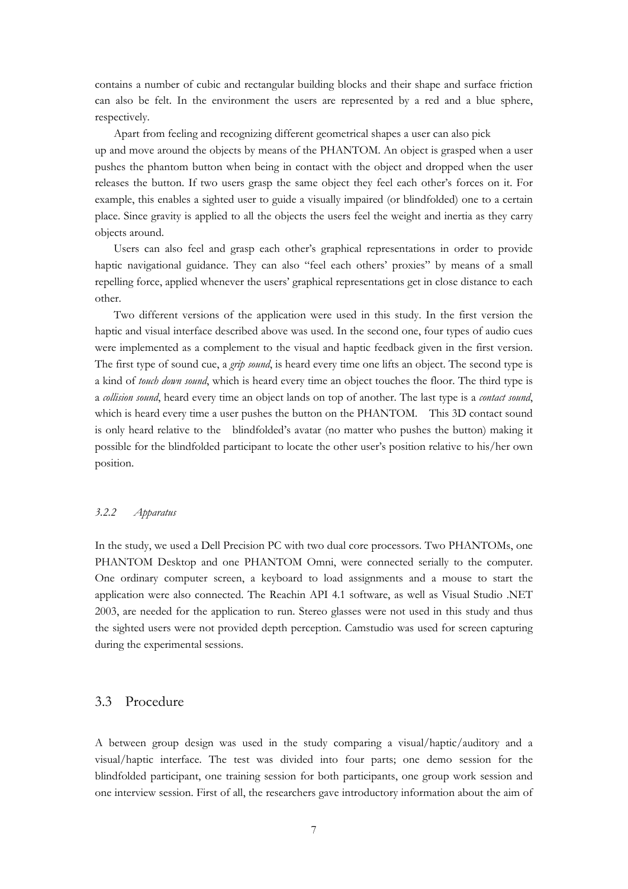contains a number of cubic and rectangular building blocks and their shape and surface friction can also be felt. In the environment the users are represented by a red and a blue sphere, respectively.

Apart from feeling and recognizing different geometrical shapes a user can also pick up and move around the objects by means of the PHANTOM. An object is grasped when a user pushes the phantom button when being in contact with the object and dropped when the user releases the button. If two users grasp the same object they feel each other's forces on it. For example, this enables a sighted user to guide a visually impaired (or blindfolded) one to a certain place. Since gravity is applied to all the objects the users feel the weight and inertia as they carry objects around.

Users can also feel and grasp each other's graphical representations in order to provide haptic navigational guidance. They can also "feel each others' proxies" by means of a small repelling force, applied whenever the users' graphical representations get in close distance to each other.

Two different versions of the application were used in this study. In the first version the haptic and visual interface described above was used. In the second one, four types of audio cues were implemented as a complement to the visual and haptic feedback given in the first version. The first type of sound cue, a *grip sound*, is heard every time one lifts an object. The second type is a kind of *touch down sound*, which is heard every time an object touches the floor. The third type is a *collision sound*, heard every time an object lands on top of another. The last type is a *contact sound*, which is heard every time a user pushes the button on the PHANTOM. This 3D contact sound is only heard relative to the blindfolded's avatar (no matter who pushes the button) making it possible for the blindfolded participant to locate the other user's position relative to his/her own position.

### *3.2.2 Apparatus*

In the study, we used a Dell Precision PC with two dual core processors. Two PHANTOMs, one PHANTOM Desktop and one PHANTOM Omni, were connected serially to the computer. One ordinary computer screen, a keyboard to load assignments and a mouse to start the application were also connected. The Reachin API 4.1 software, as well as Visual Studio .NET 2003, are needed for the application to run. Stereo glasses were not used in this study and thus the sighted users were not provided depth perception. Camstudio was used for screen capturing during the experimental sessions.

## 3.3 Procedure

A between group design was used in the study comparing a visual/haptic/auditory and a visual/haptic interface. The test was divided into four parts; one demo session for the blindfolded participant, one training session for both participants, one group work session and one interview session. First of all, the researchers gave introductory information about the aim of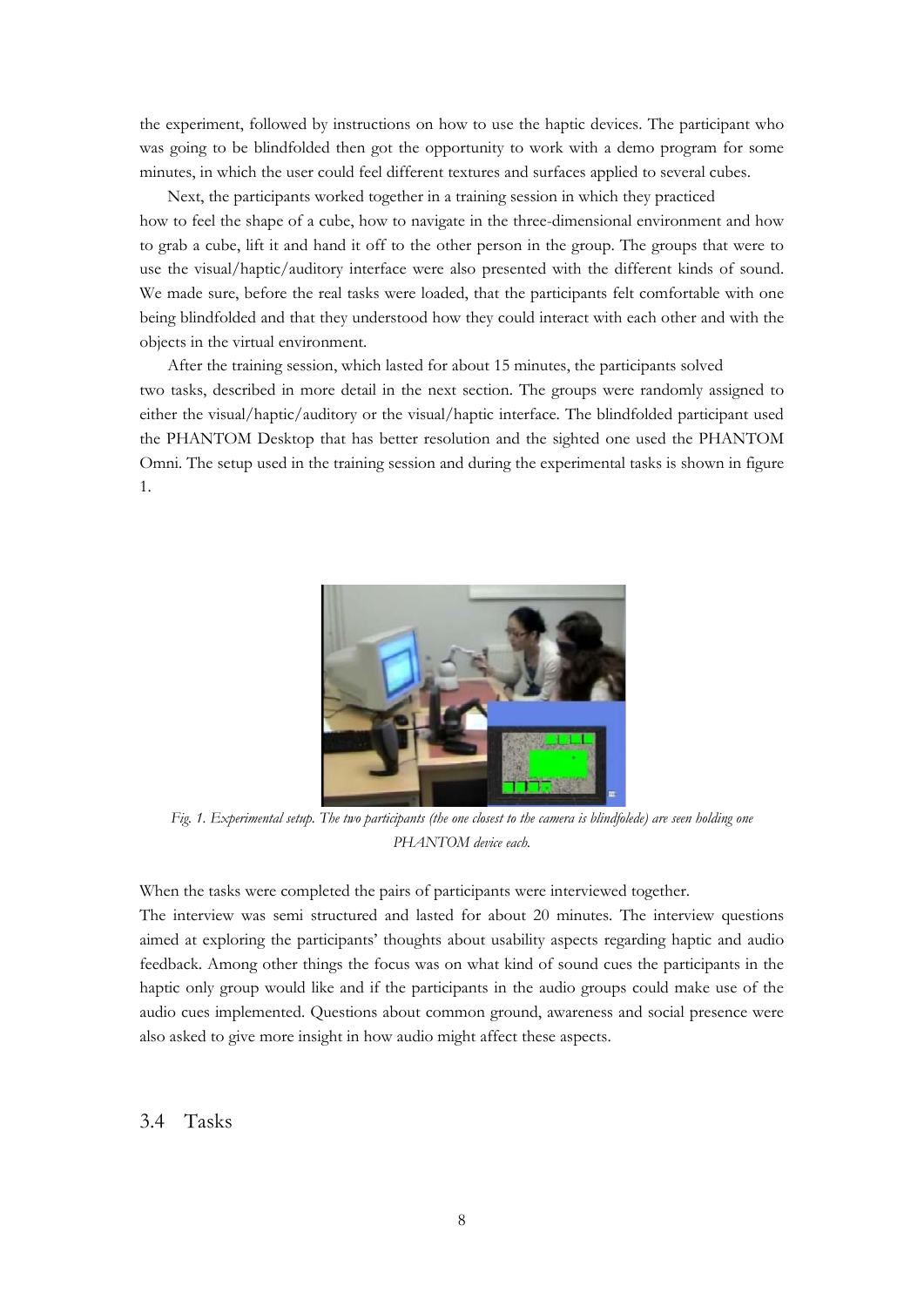the experiment, followed by instructions on how to use the haptic devices. The participant who was going to be blindfolded then got the opportunity to work with a demo program for some minutes, in which the user could feel different textures and surfaces applied to several cubes.

Next, the participants worked together in a training session in which they practiced how to feel the shape of a cube, how to navigate in the three-dimensional environment and how to grab a cube, lift it and hand it off to the other person in the group. The groups that were to use the visual/haptic/auditory interface were also presented with the different kinds of sound. We made sure, before the real tasks were loaded, that the participants felt comfortable with one being blindfolded and that they understood how they could interact with each other and with the objects in the virtual environment.

After the training session, which lasted for about 15 minutes, the participants solved two tasks, described in more detail in the next section. The groups were randomly assigned to either the visual/haptic/auditory or the visual/haptic interface. The blindfolded participant used the PHANTOM Desktop that has better resolution and the sighted one used the PHANTOM Omni. The setup used in the training session and during the experimental tasks is shown in figure 1.

*Fig. 1. Experimental setup. The two participants (the one closest to the camera is blindfolede) are seen holding one PHANTOM device each.*

When the tasks were completed the pairs of participants were interviewed together. The interview was semi structured and lasted for about 20 minutes. The interview questions aimed at exploring the participants' thoughts about usability aspects regarding haptic and audio feedback. Among other things the focus was on what kind of sound cues the participants in the haptic only group would like and if the participants in the audio groups could make use of the audio cues implemented. Questions about common ground, awareness and social presence were also asked to give more insight in how audio might affect these aspects.

## 3.4 Tasks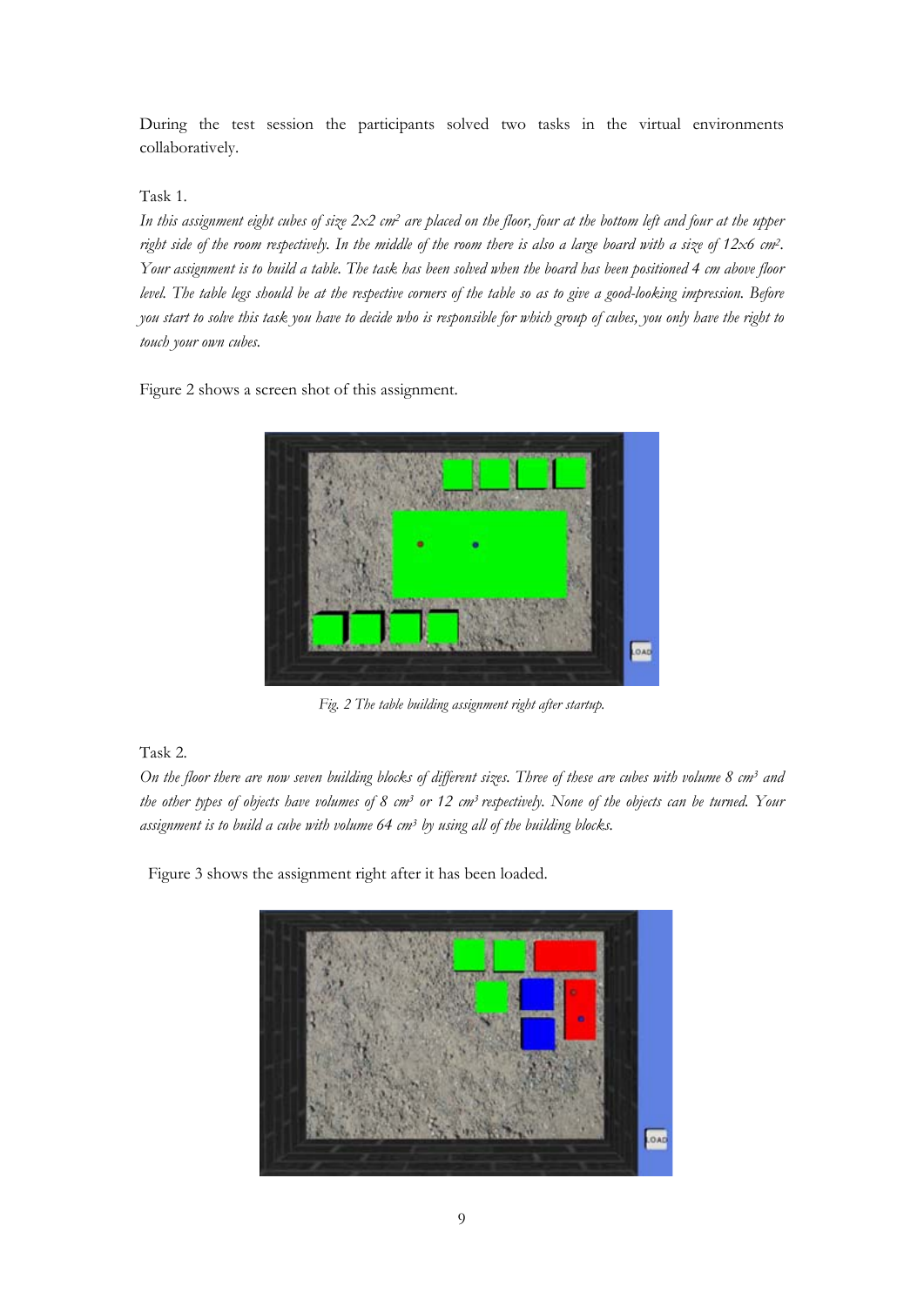During the test session the participants solved two tasks in the virtual environments collaboratively.

Task 1.

*In this assignment eight cubes of size 2x2 cm² are placed on the floor, four at the bottom left and four at the upper right side of the room respectively. In the middle of the room there is also a large board with a size of 12x6 cm². Your assignment is to build a table. The task has been solved when the board has been positioned 4 cm above floor level. The table legs should be at the respective corners of the table so as to give a good-looking impression. Before you start to solve this task you have to decide who is responsible for which group of cubes, you only have the right to touch your own cubes.*

Figure 2 shows a screen shot of this assignment.

*Fig. 2 The table building assignment right after startup.*

Task 2.

*On the floor there are now seven building blocks of different sizes. Three of these are cubes with volume 8 cm³ and the other types of objects have volumes of 8 cm³ or 12 cm³ respectively. None of the objects can be turned. Your assignment is to build a cube with volume 64 cm³ by using all of the building blocks.*

Figure 3 shows the assignment right after it has been loaded.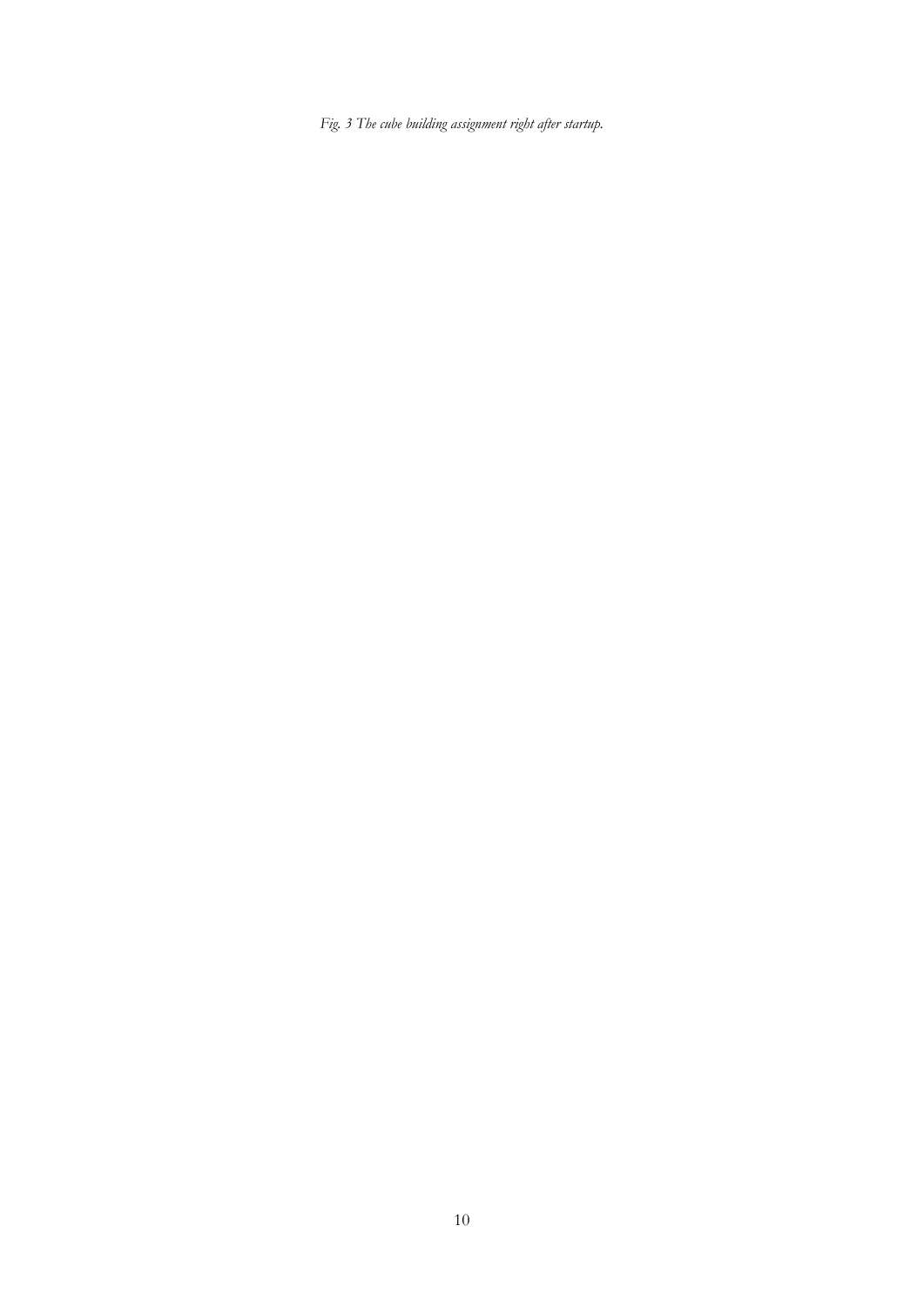*Fig. 3 The cube building assignment right after startup.*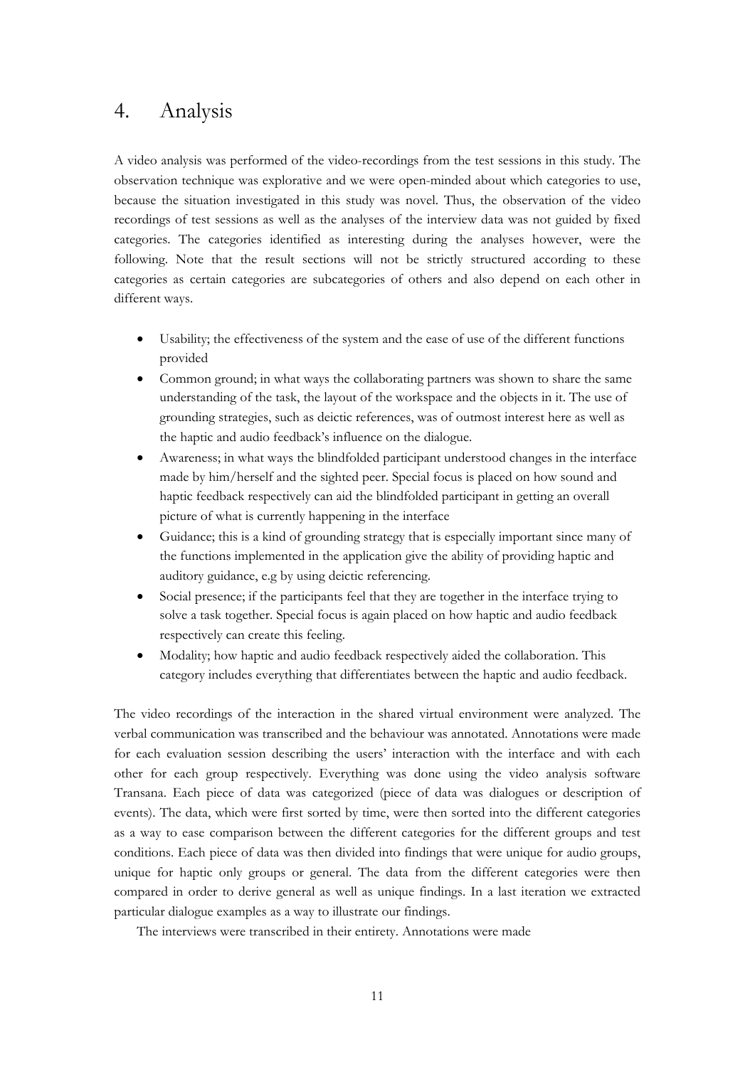# 4. Analysis

A video analysis was performed of the video-recordings from the test sessions in this study. The observation technique was explorative and we were open-minded about which categories to use, because the situation investigated in this study was novel. Thus, the observation of the video recordings of test sessions as well as the analyses of the interview data was not guided by fixed categories. The categories identified as interesting during the analyses however, were the following. Note that the result sections will not be strictly structured according to these categories as certain categories are subcategories of others and also depend on each other in different ways.

- Usability; the effectiveness of the system and the ease of use of the different functions provided
- Common ground; in what ways the collaborating partners was shown to share the same understanding of the task, the layout of the workspace and the objects in it. The use of grounding strategies, such as deictic references, was of outmost interest here as well as the haptic and audio feedback's influence on the dialogue.
- Awareness; in what ways the blindfolded participant understood changes in the interface made by him/herself and the sighted peer. Special focus is placed on how sound and haptic feedback respectively can aid the blindfolded participant in getting an overall picture of what is currently happening in the interface
- Guidance; this is a kind of grounding strategy that is especially important since many of the functions implemented in the application give the ability of providing haptic and auditory guidance, e.g by using deictic referencing.
- Social presence; if the participants feel that they are together in the interface trying to solve a task together. Special focus is again placed on how haptic and audio feedback respectively can create this feeling.
- Modality; how haptic and audio feedback respectively aided the collaboration. This category includes everything that differentiates between the haptic and audio feedback.

The video recordings of the interaction in the shared virtual environment were analyzed. The verbal communication was transcribed and the behaviour was annotated. Annotations were made for each evaluation session describing the users' interaction with the interface and with each other for each group respectively. Everything was done using the video analysis software Transana. Each piece of data was categorized (piece of data was dialogues or description of events). The data, which were first sorted by time, were then sorted into the different categories as a way to ease comparison between the different categories for the different groups and test conditions. Each piece of data was then divided into findings that were unique for audio groups, unique for haptic only groups or general. The data from the different categories were then compared in order to derive general as well as unique findings. In a last iteration we extracted particular dialogue examples as a way to illustrate our findings.

The interviews were transcribed in their entirety. Annotations were made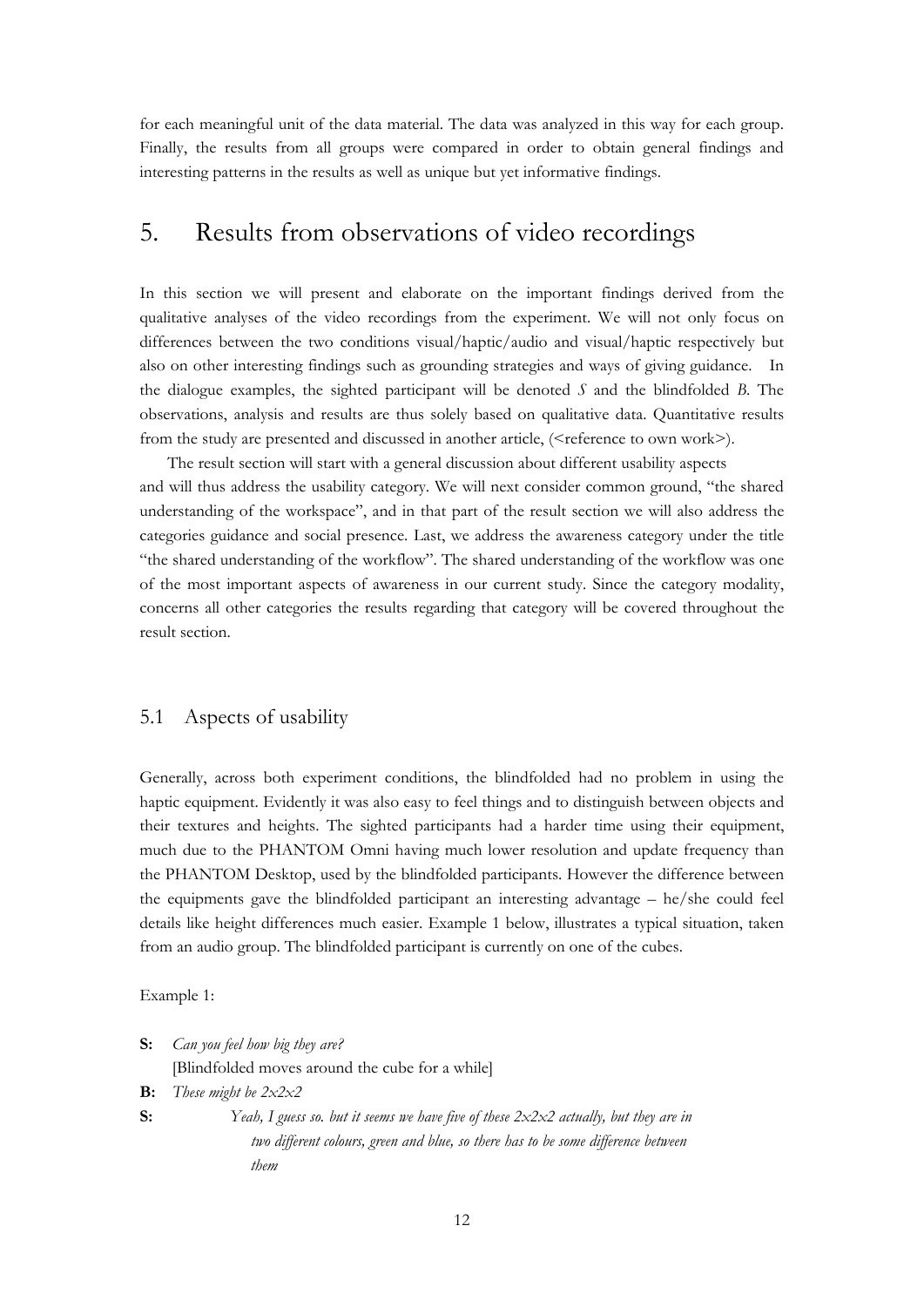for each meaningful unit of the data material. The data was analyzed in this way for each group. Finally, the results from all groups were compared in order to obtain general findings and interesting patterns in the results as well as unique but yet informative findings.

# 5. Results from observations of video recordings

In this section we will present and elaborate on the important findings derived from the qualitative analyses of the video recordings from the experiment. We will not only focus on differences between the two conditions visual/haptic/audio and visual/haptic respectively but also on other interesting findings such as grounding strategies and ways of giving guidance. In the dialogue examples, the sighted participant will be denoted *S* and the blindfolded *B*. The observations, analysis and results are thus solely based on qualitative data. Quantitative results from the study are presented and discussed in another article, (<reference to own work>).

The result section will start with a general discussion about different usability aspects and will thus address the usability category. We will next consider common ground, "the shared understanding of the workspace", and in that part of the result section we will also address the categories guidance and social presence. Last, we address the awareness category under the title "the shared understanding of the workflow". The shared understanding of the workflow was one of the most important aspects of awareness in our current study. Since the category modality, concerns all other categories the results regarding that category will be covered throughout the result section.

## 5.1 Aspects of usability

Generally, across both experiment conditions, the blindfolded had no problem in using the haptic equipment. Evidently it was also easy to feel things and to distinguish between objects and their textures and heights. The sighted participants had a harder time using their equipment, much due to the PHANTOM Omni having much lower resolution and update frequency than the PHANTOM Desktop, used by the blindfolded participants. However the difference between the equipments gave the blindfolded participant an interesting advantage – he/she could feel details like height differences much easier. Example 1 below, illustrates a typical situation, taken from an audio group. The blindfolded participant is currently on one of the cubes.

Example 1:

**S:** *Can you feel how big they are?*
[Blindfolded moves around the cube for a while]

**B:** *These might be 2x2x2*

**S:** *Yeah, I guess so. but it seems we have five of these 2x2x2 actually, but they are in two different colours, green and blue, so there has to be some difference between them*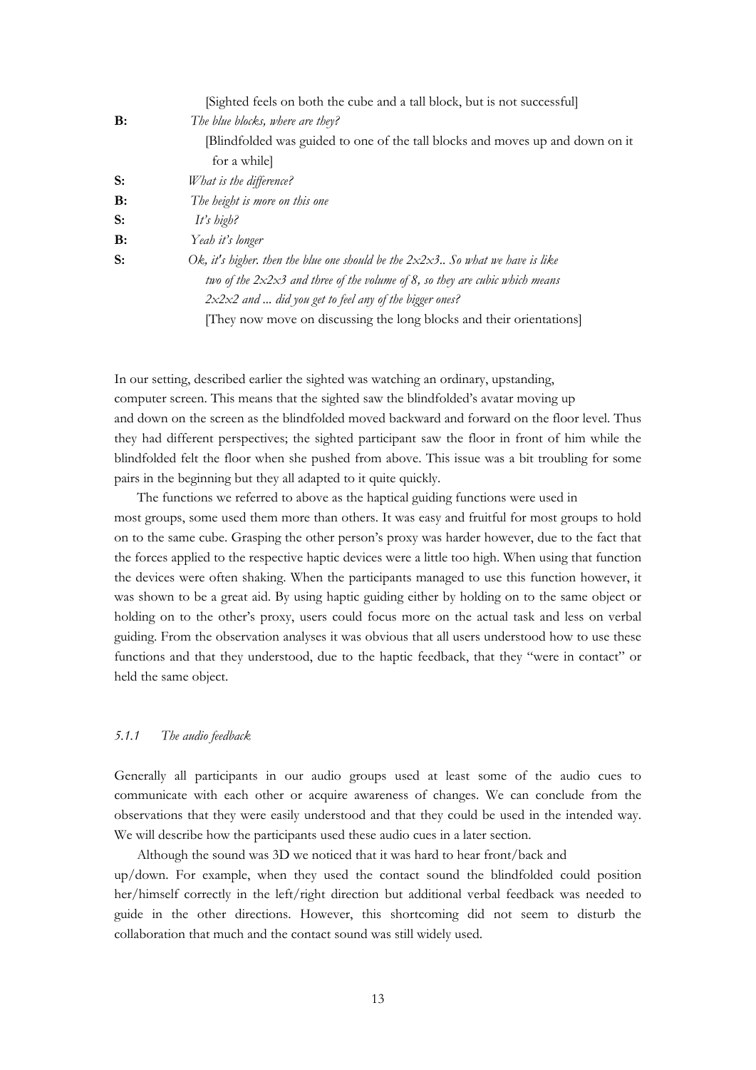[Sighted feels on both the cube and a tall block, but is not successful]

**B:** *The blue blocks, where are they?*

[Blindfolded was guided to one of the tall blocks and moves up and down on it for a while]

**S:** *What is the difference?*

**B:** *The height is more on this one*

**S:** *It's high?*

**B:** *Yeah it's longer*

**S:** *Ok, it's higher. then the blue one should be the 2x2x3.. So what we have is like two of the 2x2x3 and three of the volume of 8, so they are cubic which means 2x2x2 and ... did you get to feel any of the bigger ones?*

[They now move on discussing the long blocks and their orientations]

In our setting, described earlier the sighted was watching an ordinary, upstanding, computer screen. This means that the sighted saw the blindfolded's avatar moving up and down on the screen as the blindfolded moved backward and forward on the floor level. Thus they had different perspectives; the sighted participant saw the floor in front of him while the blindfolded felt the floor when she pushed from above. This issue was a bit troubling for some pairs in the beginning but they all adapted to it quite quickly.

The functions we referred to above as the haptical guiding functions were used in most groups, some used them more than others. It was easy and fruitful for most groups to hold on to the same cube. Grasping the other person's proxy was harder however, due to the fact that the forces applied to the respective haptic devices were a little too high. When using that function the devices were often shaking. When the participants managed to use this function however, it was shown to be a great aid. By using haptic guiding either by holding on to the same object or holding on to the other's proxy, users could focus more on the actual task and less on verbal guiding. From the observation analyses it was obvious that all users understood how to use these functions and that they understood, due to the haptic feedback, that they "were in contact" or held the same object.

### *5.1.1 The audio feedback*

Generally all participants in our audio groups used at least some of the audio cues to communicate with each other or acquire awareness of changes. We can conclude from the observations that they were easily understood and that they could be used in the intended way. We will describe how the participants used these audio cues in a later section.

Although the sound was 3D we noticed that it was hard to hear front/back and up/down. For example, when they used the contact sound the blindfolded could position her/himself correctly in the left/right direction but additional verbal feedback was needed to guide in the other directions. However, this shortcoming did not seem to disturb the collaboration that much and the contact sound was still widely used.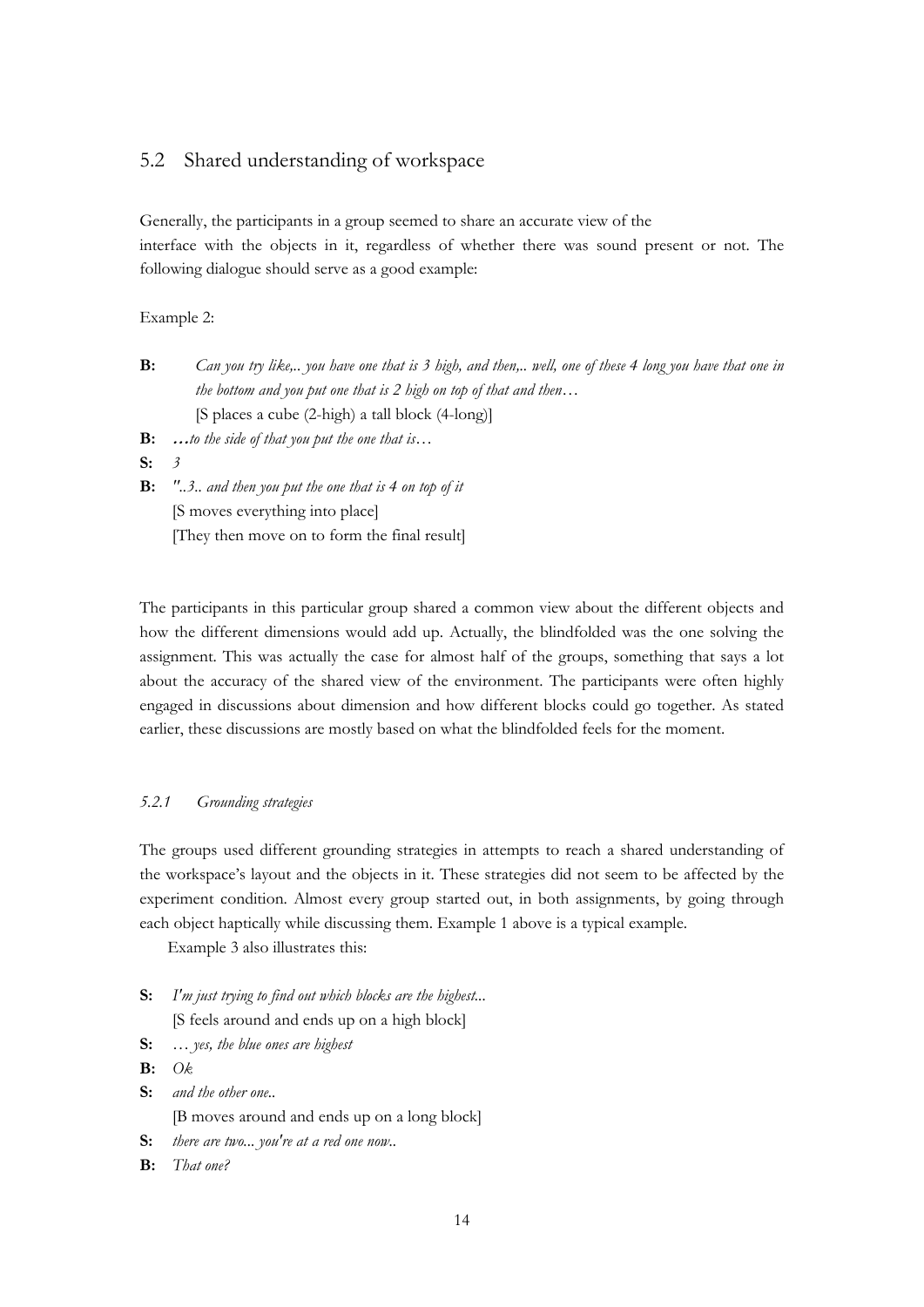## 5.2 Shared understanding of workspace

Generally, the participants in a group seemed to share an accurate view of the interface with the objects in it, regardless of whether there was sound present or not. The following dialogue should serve as a good example:

Example 2:

**B:** *Can you try like,.. you have one that is 3 high, and then,.. well, one of these 4 long you have that one in the bottom and you put one that is 2 high on top of that and then…*
[S places a cube (2-high) a tall block (4-long)]

**B:** *…to the side of that you put the one that is…*

**S:** *3*

**B:** *"..3.. and then you put the one that is 4 on top of it*
[S moves everything into place]
[They then move on to form the final result]

The participants in this particular group shared a common view about the different objects and how the different dimensions would add up. Actually, the blindfolded was the one solving the assignment. This was actually the case for almost half of the groups, something that says a lot about the accuracy of the shared view of the environment. The participants were often highly engaged in discussions about dimension and how different blocks could go together. As stated earlier, these discussions are mostly based on what the blindfolded feels for the moment.

### *5.2.1 Grounding strategies*

The groups used different grounding strategies in attempts to reach a shared understanding of the workspace's layout and the objects in it. These strategies did not seem to be affected by the experiment condition. Almost every group started out, in both assignments, by going through each object haptically while discussing them. Example 1 above is a typical example.

Example 3 also illustrates this:

**S:** *I'm just trying to find out which blocks are the highest...*
[S feels around and ends up on a high block]

**S:** *… yes, the blue ones are highest*

**B:** *Ok*

**S:** *and the other one..*
[B moves around and ends up on a long block]

**S:** *there are two... you're at a red one now..*

**B:** *That one?*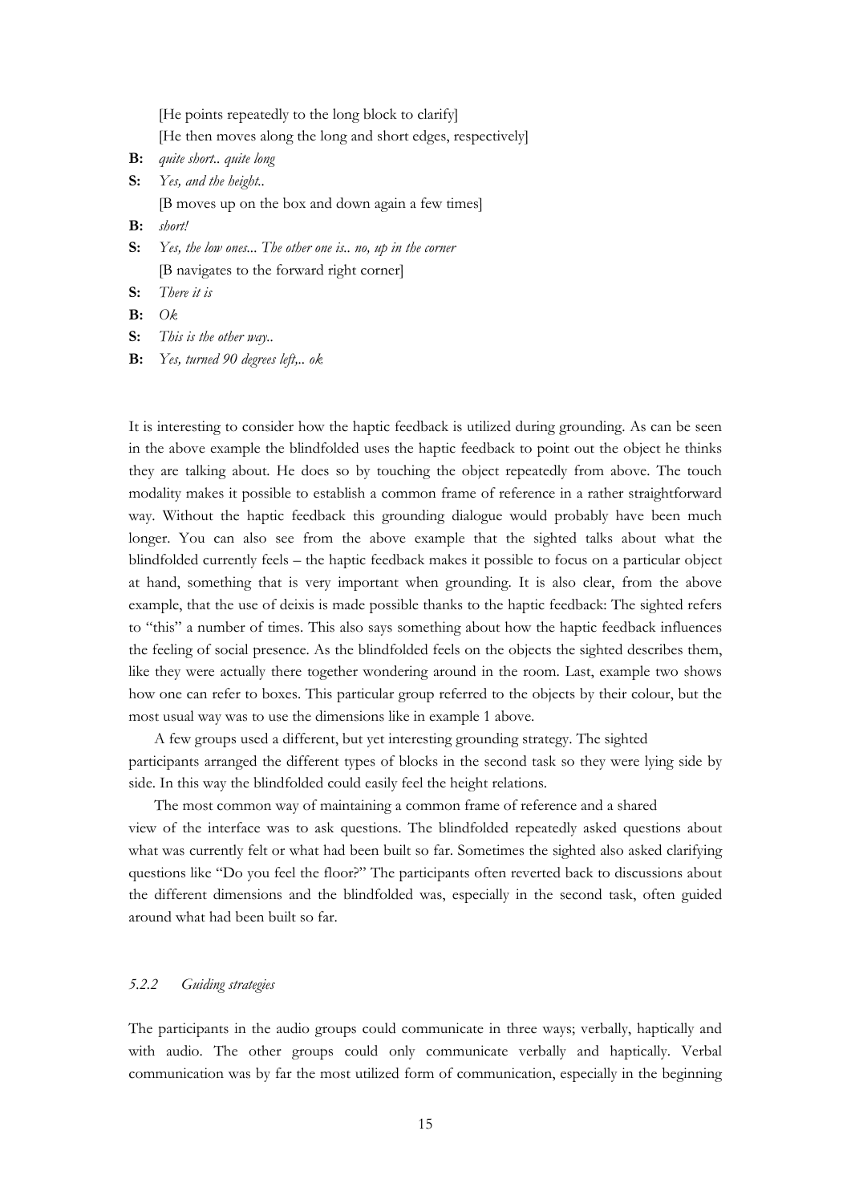[He points repeatedly to the long block to clarify]
[He then moves along the long and short edges, respectively]

**B:** *quite short.. quite long*

**S:** *Yes, and the height..*
[B moves up on the box and down again a few times]

**B:** *short!*

**S:** *Yes, the low ones... The other one is.. no, up in the corner*
[B navigates to the forward right corner]

**S:** *There it is*

**B:** *Ok*

**S:** *This is the other way..*

**B:** *Yes, turned 90 degrees left,.. ok*

It is interesting to consider how the haptic feedback is utilized during grounding. As can be seen in the above example the blindfolded uses the haptic feedback to point out the object he thinks they are talking about. He does so by touching the object repeatedly from above. The touch modality makes it possible to establish a common frame of reference in a rather straightforward way. Without the haptic feedback this grounding dialogue would probably have been much longer. You can also see from the above example that the sighted talks about what the blindfolded currently feels – the haptic feedback makes it possible to focus on a particular object at hand, something that is very important when grounding. It is also clear, from the above example, that the use of deixis is made possible thanks to the haptic feedback: The sighted refers to "this" a number of times. This also says something about how the haptic feedback influences the feeling of social presence. As the blindfolded feels on the objects the sighted describes them, like they were actually there together wondering around in the room. Last, example two shows how one can refer to boxes. This particular group referred to the objects by their colour, but the most usual way was to use the dimensions like in example 1 above.

A few groups used a different, but yet interesting grounding strategy. The sighted participants arranged the different types of blocks in the second task so they were lying side by side. In this way the blindfolded could easily feel the height relations.

The most common way of maintaining a common frame of reference and a shared view of the interface was to ask questions. The blindfolded repeatedly asked questions about what was currently felt or what had been built so far. Sometimes the sighted also asked clarifying questions like "Do you feel the floor?" The participants often reverted back to discussions about the different dimensions and the blindfolded was, especially in the second task, often guided around what had been built so far.

### *5.2.2 Guiding strategies*

The participants in the audio groups could communicate in three ways; verbally, haptically and with audio. The other groups could only communicate verbally and haptically. Verbal communication was by far the most utilized form of communication, especially in the beginning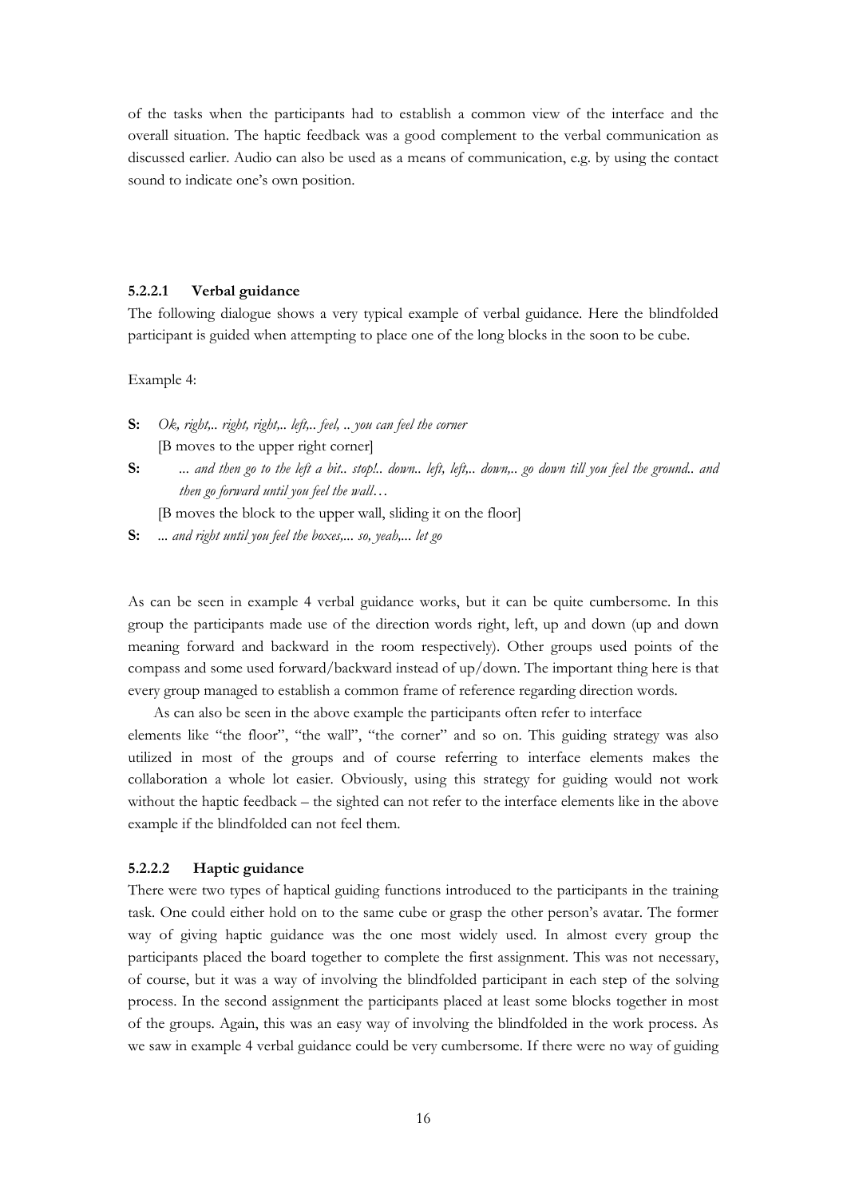of the tasks when the participants had to establish a common view of the interface and the overall situation. The haptic feedback was a good complement to the verbal communication as discussed earlier. Audio can also be used as a means of communication, e.g. by using the contact sound to indicate one's own position.

#### 5.2.2.1 Verbal guidance

The following dialogue shows a very typical example of verbal guidance. Here the blindfolded participant is guided when attempting to place one of the long blocks in the soon to be cube.

Example 4:

**S:** *Ok, right,.. right, right,.. left,.. feel, .. you can feel the corner*

[B moves to the upper right corner]

**S:** *... and then go to the left a bit.. stop!.. down.. left, left,.. down,.. go down till you feel the ground.. and then go forward until you feel the wall…*

[B moves the block to the upper wall, sliding it on the floor]

**S:** *... and right until you feel the boxes,... so, yeah,... let go*

As can be seen in example 4 verbal guidance works, but it can be quite cumbersome. In this group the participants made use of the direction words right, left, up and down (up and down meaning forward and backward in the room respectively). Other groups used points of the compass and some used forward/backward instead of up/down. The important thing here is that every group managed to establish a common frame of reference regarding direction words.

As can also be seen in the above example the participants often refer to interface elements like "the floor", "the wall", "the corner" and so on. This guiding strategy was also utilized in most of the groups and of course referring to interface elements makes the collaboration a whole lot easier. Obviously, using this strategy for guiding would not work without the haptic feedback – the sighted can not refer to the interface elements like in the above example if the blindfolded can not feel them.

#### 5.2.2.2 Haptic guidance

There were two types of haptical guiding functions introduced to the participants in the training task. One could either hold on to the same cube or grasp the other person's avatar. The former way of giving haptic guidance was the one most widely used. In almost every group the participants placed the board together to complete the first assignment. This was not necessary, of course, but it was a way of involving the blindfolded participant in each step of the solving process. In the second assignment the participants placed at least some blocks together in most of the groups. Again, this was an easy way of involving the blindfolded in the work process. As we saw in example 4 verbal guidance could be very cumbersome. If there were no way of guiding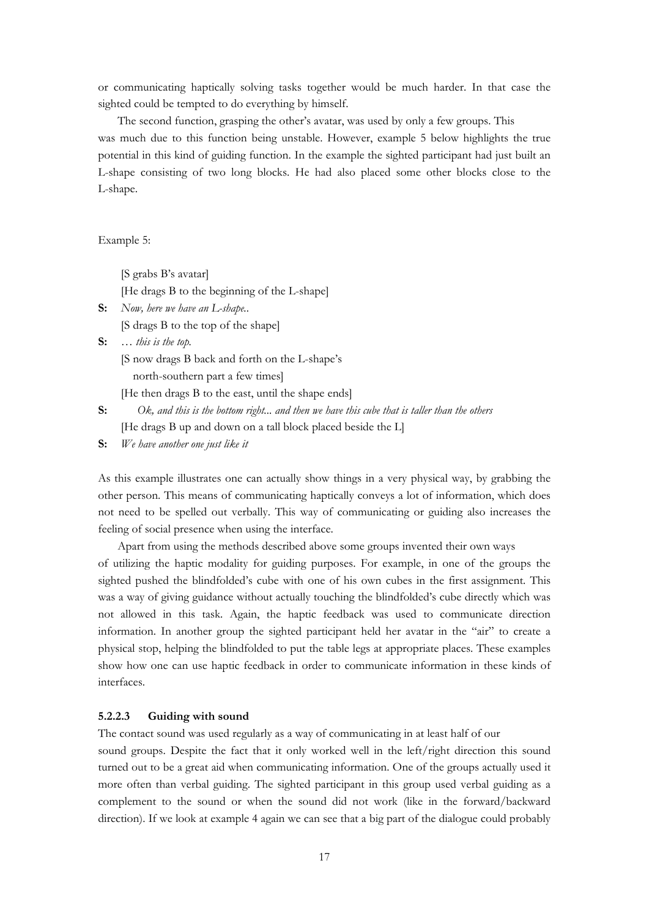or communicating haptically solving tasks together would be much harder. In that case the sighted could be tempted to do everything by himself.

The second function, grasping the other's avatar, was used by only a few groups. This was much due to this function being unstable. However, example 5 below highlights the true potential in this kind of guiding function. In the example the sighted participant had just built an L-shape consisting of two long blocks. He had also placed some other blocks close to the L-shape.

Example 5:

[S grabs B's avatar]
[He drags B to the beginning of the L-shape]
**S:** *Now, here we have an L-shape..*
[S drags B to the top of the shape]
**S:** *… this is the top.*
[S now drags B back and forth on the L-shape's north-southern part a few times]
[He then drags B to the east, until the shape ends]
**S:** *Ok, and this is the bottom right... and then we have this cube that is taller than the others*
[He drags B up and down on a tall block placed beside the L]
**S:** *We have another one just like it*

As this example illustrates one can actually show things in a very physical way, by grabbing the other person. This means of communicating haptically conveys a lot of information, which does not need to be spelled out verbally. This way of communicating or guiding also increases the feeling of social presence when using the interface.

Apart from using the methods described above some groups invented their own ways of utilizing the haptic modality for guiding purposes. For example, in one of the groups the sighted pushed the blindfolded's cube with one of his own cubes in the first assignment. This was a way of giving guidance without actually touching the blindfolded's cube directly which was not allowed in this task. Again, the haptic feedback was used to communicate direction information. In another group the sighted participant held her avatar in the "air" to create a physical stop, helping the blindfolded to put the table legs at appropriate places. These examples show how one can use haptic feedback in order to communicate information in these kinds of interfaces.

#### 5.2.2.3 Guiding with sound

The contact sound was used regularly as a way of communicating in at least half of our sound groups. Despite the fact that it only worked well in the left/right direction this sound turned out to be a great aid when communicating information. One of the groups actually used it more often than verbal guiding. The sighted participant in this group used verbal guiding as a complement to the sound or when the sound did not work (like in the forward/backward direction). If we look at example 4 again we can see that a big part of the dialogue could probably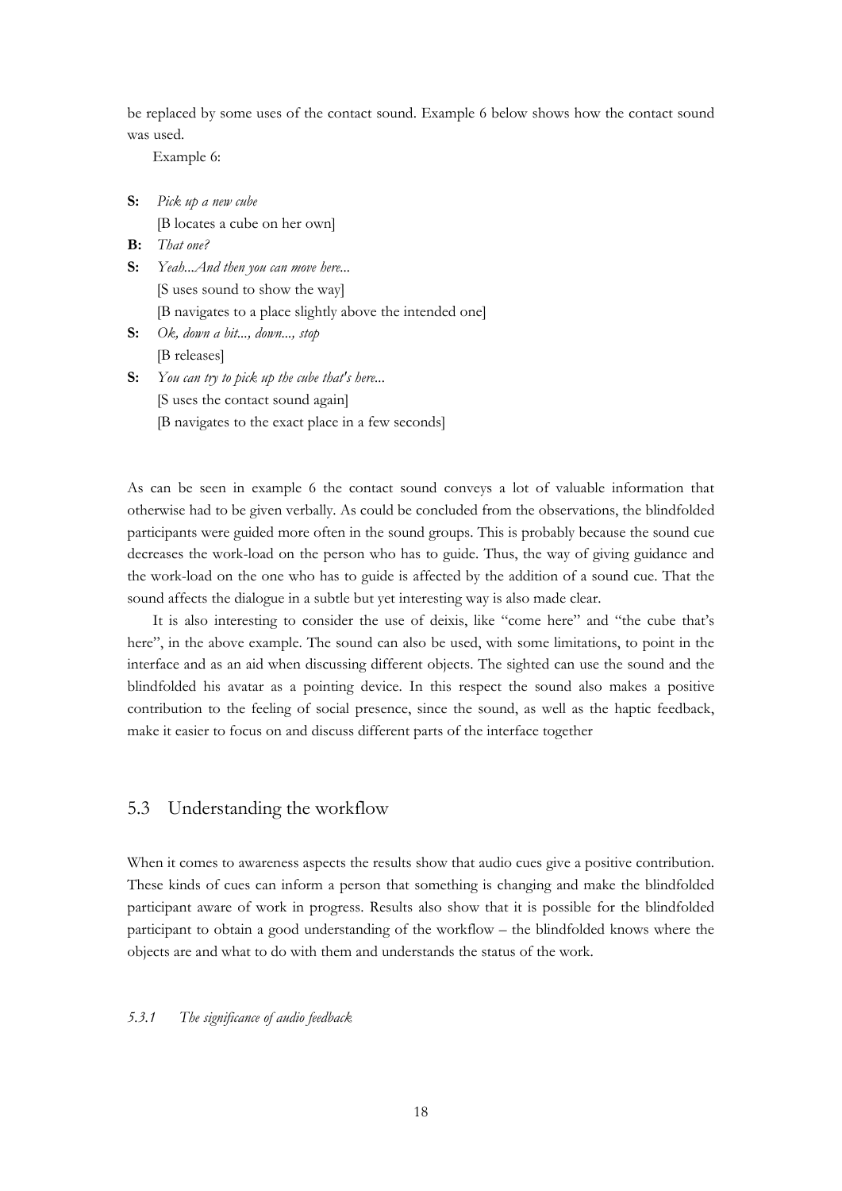be replaced by some uses of the contact sound. Example 6 below shows how the contact sound was used.

Example 6:

**S:** *Pick up a new cube*
[B locates a cube on her own]
**B:** *That one?*
**S:** *Yeah...And then you can move here...*
[S uses sound to show the way]
[B navigates to a place slightly above the intended one]
**S:** *Ok, down a bit..., down..., stop*
[B releases]
**S:** *You can try to pick up the cube that's here...*
[S uses the contact sound again]
[B navigates to the exact place in a few seconds]

As can be seen in example 6 the contact sound conveys a lot of valuable information that otherwise had to be given verbally. As could be concluded from the observations, the blindfolded participants were guided more often in the sound groups. This is probably because the sound cue decreases the work-load on the person who has to guide. Thus, the way of giving guidance and the work-load on the one who has to guide is affected by the addition of a sound cue. That the sound affects the dialogue in a subtle but yet interesting way is also made clear.

It is also interesting to consider the use of deixis, like "come here" and "the cube that's here", in the above example. The sound can also be used, with some limitations, to point in the interface and as an aid when discussing different objects. The sighted can use the sound and the blindfolded his avatar as a pointing device. In this respect the sound also makes a positive contribution to the feeling of social presence, since the sound, as well as the haptic feedback, make it easier to focus on and discuss different parts of the interface together

## 5.3 Understanding the workflow

When it comes to awareness aspects the results show that audio cues give a positive contribution. These kinds of cues can inform a person that something is changing and make the blindfolded participant aware of work in progress. Results also show that it is possible for the blindfolded participant to obtain a good understanding of the workflow – the blindfolded knows where the objects are and what to do with them and understands the status of the work.

### *5.3.1 The significance of audio feedback*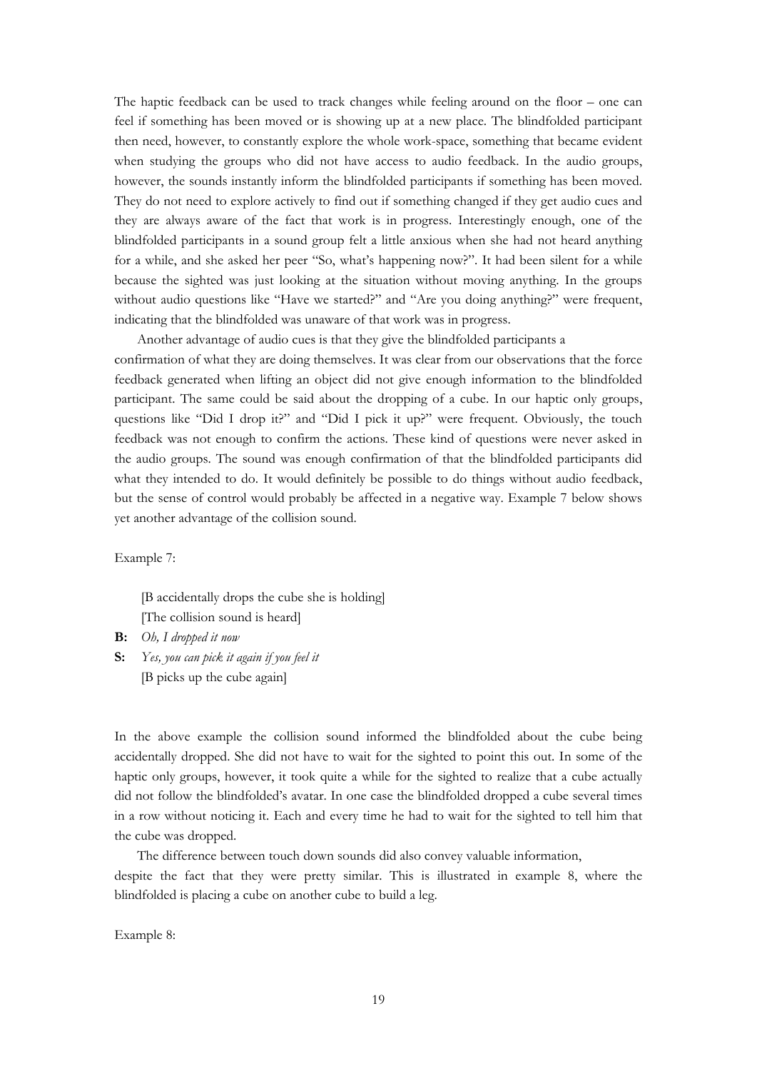The haptic feedback can be used to track changes while feeling around on the floor – one can feel if something has been moved or is showing up at a new place. The blindfolded participant then need, however, to constantly explore the whole work-space, something that became evident when studying the groups who did not have access to audio feedback. In the audio groups, however, the sounds instantly inform the blindfolded participants if something has been moved. They do not need to explore actively to find out if something changed if they get audio cues and they are always aware of the fact that work is in progress. Interestingly enough, one of the blindfolded participants in a sound group felt a little anxious when she had not heard anything for a while, and she asked her peer "So, what's happening now?". It had been silent for a while because the sighted was just looking at the situation without moving anything. In the groups without audio questions like "Have we started?" and "Are you doing anything?" were frequent, indicating that the blindfolded was unaware of that work was in progress.

Another advantage of audio cues is that they give the blindfolded participants a confirmation of what they are doing themselves. It was clear from our observations that the force feedback generated when lifting an object did not give enough information to the blindfolded participant. The same could be said about the dropping of a cube. In our haptic only groups, questions like "Did I drop it?" and "Did I pick it up?" were frequent. Obviously, the touch feedback was not enough to confirm the actions. These kind of questions were never asked in the audio groups. The sound was enough confirmation of that the blindfolded participants did what they intended to do. It would definitely be possible to do things without audio feedback, but the sense of control would probably be affected in a negative way. Example 7 below shows yet another advantage of the collision sound.

Example 7:

[B accidentally drops the cube she is holding]
[The collision sound is heard]

**B:** *Oh, I dropped it now*

**S:** *Yes, you can pick it again if you feel it*
[B picks up the cube again]

In the above example the collision sound informed the blindfolded about the cube being accidentally dropped. She did not have to wait for the sighted to point this out. In some of the haptic only groups, however, it took quite a while for the sighted to realize that a cube actually did not follow the blindfolded's avatar. In one case the blindfolded dropped a cube several times in a row without noticing it. Each and every time he had to wait for the sighted to tell him that the cube was dropped.

The difference between touch down sounds did also convey valuable information, despite the fact that they were pretty similar. This is illustrated in example 8, where the blindfolded is placing a cube on another cube to build a leg.

Example 8: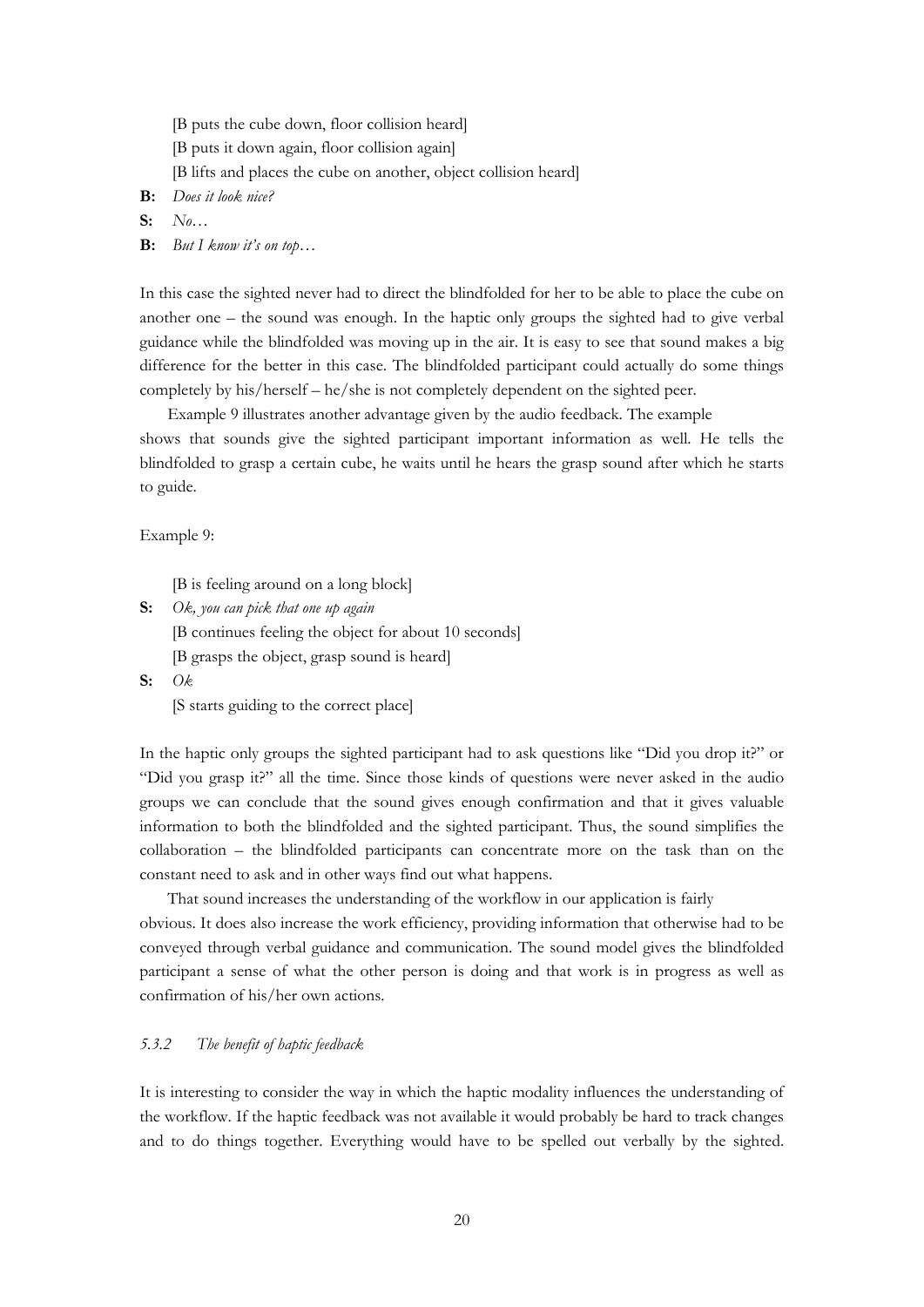[B puts the cube down, floor collision heard]

[B puts it down again, floor collision again]

[B lifts and places the cube on another, object collision heard]

**B:** *Does it look nice?*

**S:** *No…*

**B:** *But I know it's on top…*

In this case the sighted never had to direct the blindfolded for her to be able to place the cube on another one – the sound was enough. In the haptic only groups the sighted had to give verbal guidance while the blindfolded was moving up in the air. It is easy to see that sound makes a big difference for the better in this case. The blindfolded participant could actually do some things completely by his/herself – he/she is not completely dependent on the sighted peer.

Example 9 illustrates another advantage given by the audio feedback. The example shows that sounds give the sighted participant important information as well. He tells the blindfolded to grasp a certain cube, he waits until he hears the grasp sound after which he starts to guide.

Example 9:

[B is feeling around on a long block]

**S:** *Ok, you can pick that one up again*

[B continues feeling the object for about 10 seconds]

[B grasps the object, grasp sound is heard]

**S:** *Ok*

[S starts guiding to the correct place]

In the haptic only groups the sighted participant had to ask questions like "Did you drop it?" or "Did you grasp it?" all the time. Since those kinds of questions were never asked in the audio groups we can conclude that the sound gives enough confirmation and that it gives valuable information to both the blindfolded and the sighted participant. Thus, the sound simplifies the collaboration – the blindfolded participants can concentrate more on the task than on the constant need to ask and in other ways find out what happens.

That sound increases the understanding of the workflow in our application is fairly obvious. It does also increase the work efficiency, providing information that otherwise had to be conveyed through verbal guidance and communication. The sound model gives the blindfolded participant a sense of what the other person is doing and that work is in progress as well as confirmation of his/her own actions.

### *5.3.2 The benefit of haptic feedback*

It is interesting to consider the way in which the haptic modality influences the understanding of the workflow. If the haptic feedback was not available it would probably be hard to track changes and to do things together. Everything would have to be spelled out verbally by the sighted.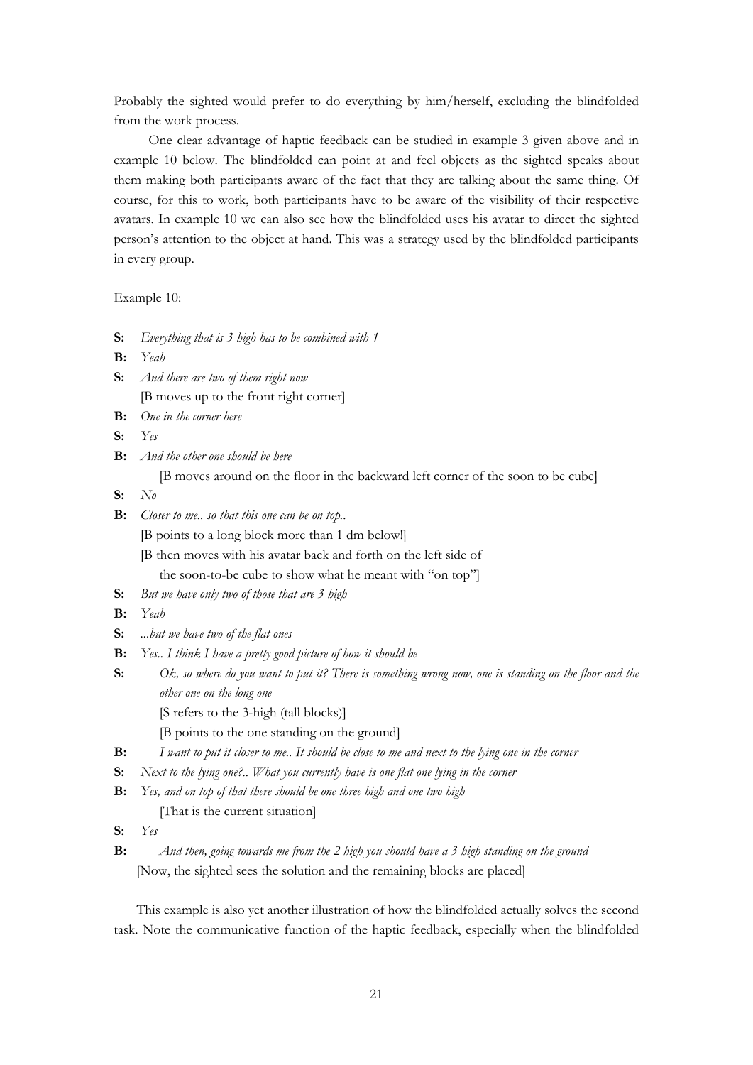Probably the sighted would prefer to do everything by him/herself, excluding the blindfolded from the work process.

One clear advantage of haptic feedback can be studied in example 3 given above and in example 10 below. The blindfolded can point at and feel objects as the sighted speaks about them making both participants aware of the fact that they are talking about the same thing. Of course, for this to work, both participants have to be aware of the visibility of their respective avatars. In example 10 we can also see how the blindfolded uses his avatar to direct the sighted person's attention to the object at hand. This was a strategy used by the blindfolded participants in every group.

Example 10:

**S:** *Everything that is 3 high has to be combined with 1*

**B:** *Yeah*

**S:** *And there are two of them right now*
[B moves up to the front right corner]

**B:** *One in the corner here*

**S:** *Yes*

**B:** *And the other one should be here*
[B moves around on the floor in the backward left corner of the soon to be cube]

**S:** *No*

**B:** *Closer to me.. so that this one can be on top..*
[B points to a long block more than 1 dm below!]
[B then moves with his avatar back and forth on the left side of the soon-to-be cube to show what he meant with "on top"]

**S:** *But we have only two of those that are 3 high*

**B:** *Yeah*

**S:** *...but we have two of the flat ones*

**B:** *Yes.. I think I have a pretty good picture of how it should be*

**S:** *Ok, so where do you want to put it? There is something wrong now, one is standing on the floor and the other one on the long one*
[S refers to the 3-high (tall blocks)]
[B points to the one standing on the ground]

**B:** *I want to put it closer to me.. It should be close to me and next to the lying one in the corner*

**S:** *Next to the lying one?.. What you currently have is one flat one lying in the corner*

**B:** *Yes, and on top of that there should be one three high and one two high*
[That is the current situation]

**S:** *Yes*

**B:** *And then, going towards me from the 2 high you should have a 3 high standing on the ground*
[Now, the sighted sees the solution and the remaining blocks are placed]

This example is also yet another illustration of how the blindfolded actually solves the second task. Note the communicative function of the haptic feedback, especially when the blindfolded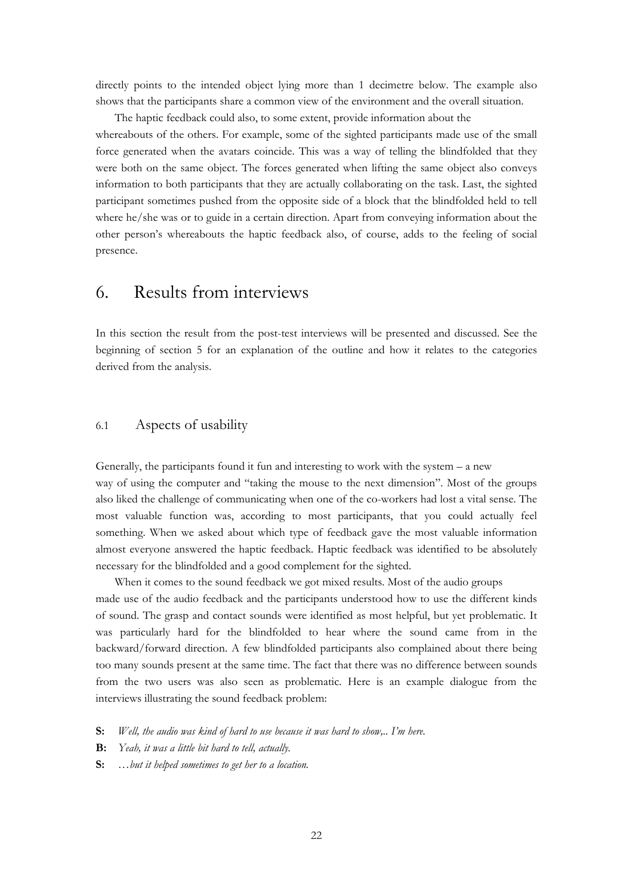directly points to the intended object lying more than 1 decimetre below. The example also shows that the participants share a common view of the environment and the overall situation.

The haptic feedback could also, to some extent, provide information about the whereabouts of the others. For example, some of the sighted participants made use of the small force generated when the avatars coincide. This was a way of telling the blindfolded that they were both on the same object. The forces generated when lifting the same object also conveys information to both participants that they are actually collaborating on the task. Last, the sighted participant sometimes pushed from the opposite side of a block that the blindfolded held to tell where he/she was or to guide in a certain direction. Apart from conveying information about the other person's whereabouts the haptic feedback also, of course, adds to the feeling of social presence.

# 6. Results from interviews

In this section the result from the post-test interviews will be presented and discussed. See the beginning of section 5 for an explanation of the outline and how it relates to the categories derived from the analysis.

## 6.1 Aspects of usability

Generally, the participants found it fun and interesting to work with the system – a new way of using the computer and "taking the mouse to the next dimension". Most of the groups also liked the challenge of communicating when one of the co-workers had lost a vital sense. The most valuable function was, according to most participants, that you could actually feel something. When we asked about which type of feedback gave the most valuable information almost everyone answered the haptic feedback. Haptic feedback was identified to be absolutely necessary for the blindfolded and a good complement for the sighted.

When it comes to the sound feedback we got mixed results. Most of the audio groups made use of the audio feedback and the participants understood how to use the different kinds of sound. The grasp and contact sounds were identified as most helpful, but yet problematic. It was particularly hard for the blindfolded to hear where the sound came from in the backward/forward direction. A few blindfolded participants also complained about there being too many sounds present at the same time. The fact that there was no difference between sounds from the two users was also seen as problematic. Here is an example dialogue from the interviews illustrating the sound feedback problem:

**S:** *Well, the audio was kind of hard to use because it was hard to show,.. I'm here.*

**B:** *Yeah, it was a little bit hard to tell, actually.*

**S:** *…but it helped sometimes to get her to a location.*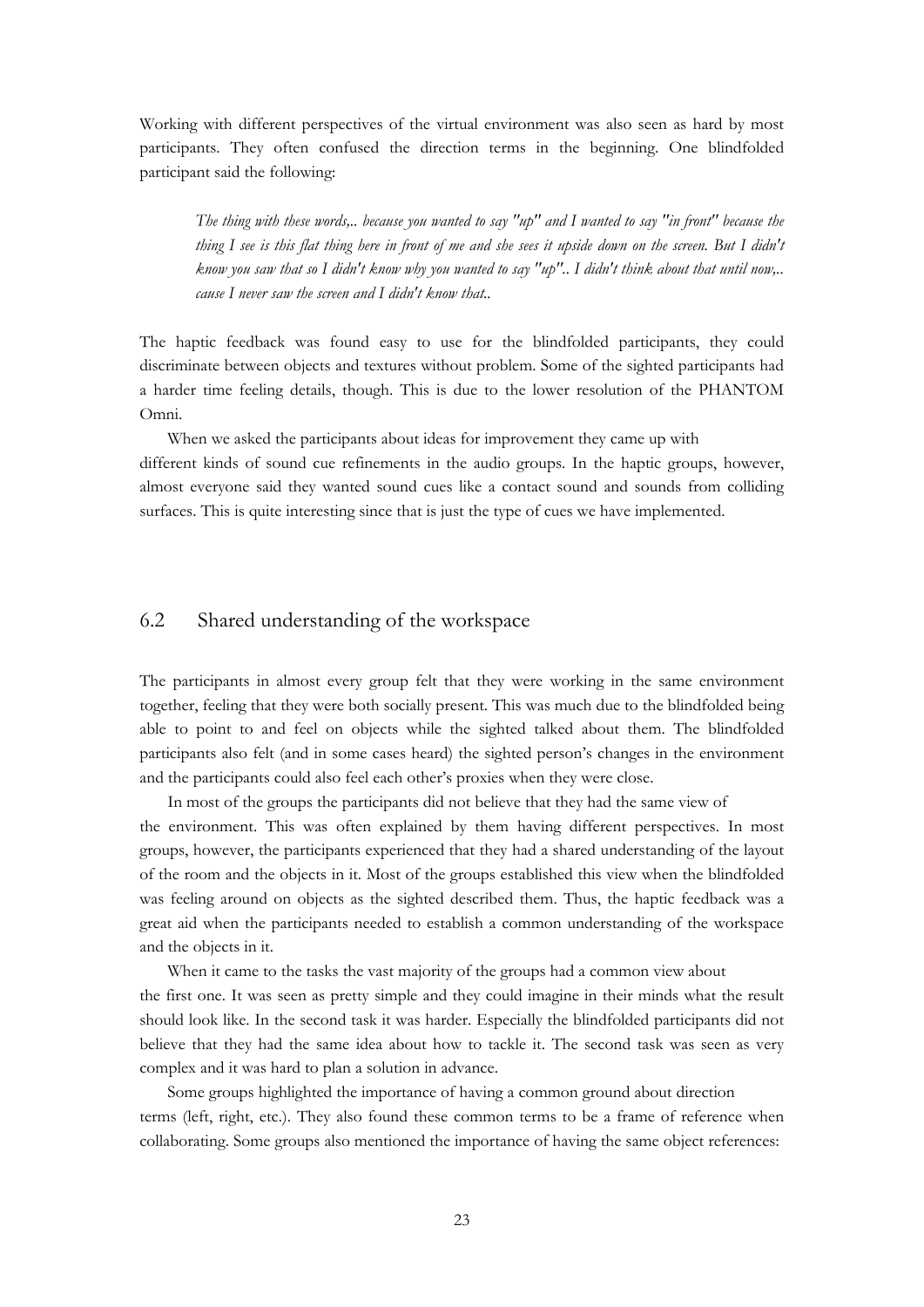Working with different perspectives of the virtual environment was also seen as hard by most participants. They often confused the direction terms in the beginning. One blindfolded participant said the following:

> *The thing with these words,.. because you wanted to say "up" and I wanted to say "in front" because the thing I see is this flat thing here in front of me and she sees it upside down on the screen. But I didn't know you saw that so I didn't know why you wanted to say "up".. I didn't think about that until now,.. cause I never saw the screen and I didn't know that..*

The haptic feedback was found easy to use for the blindfolded participants, they could discriminate between objects and textures without problem. Some of the sighted participants had a harder time feeling details, though. This is due to the lower resolution of the PHANTOM Omni.

When we asked the participants about ideas for improvement they came up with different kinds of sound cue refinements in the audio groups. In the haptic groups, however, almost everyone said they wanted sound cues like a contact sound and sounds from colliding surfaces. This is quite interesting since that is just the type of cues we have implemented.

## 6.2 Shared understanding of the workspace

The participants in almost every group felt that they were working in the same environment together, feeling that they were both socially present. This was much due to the blindfolded being able to point to and feel on objects while the sighted talked about them. The blindfolded participants also felt (and in some cases heard) the sighted person's changes in the environment and the participants could also feel each other's proxies when they were close.

In most of the groups the participants did not believe that they had the same view of the environment. This was often explained by them having different perspectives. In most groups, however, the participants experienced that they had a shared understanding of the layout of the room and the objects in it. Most of the groups established this view when the blindfolded was feeling around on objects as the sighted described them. Thus, the haptic feedback was a great aid when the participants needed to establish a common understanding of the workspace and the objects in it.

When it came to the tasks the vast majority of the groups had a common view about the first one. It was seen as pretty simple and they could imagine in their minds what the result should look like. In the second task it was harder. Especially the blindfolded participants did not believe that they had the same idea about how to tackle it. The second task was seen as very complex and it was hard to plan a solution in advance.

Some groups highlighted the importance of having a common ground about direction terms (left, right, etc.). They also found these common terms to be a frame of reference when collaborating. Some groups also mentioned the importance of having the same object references: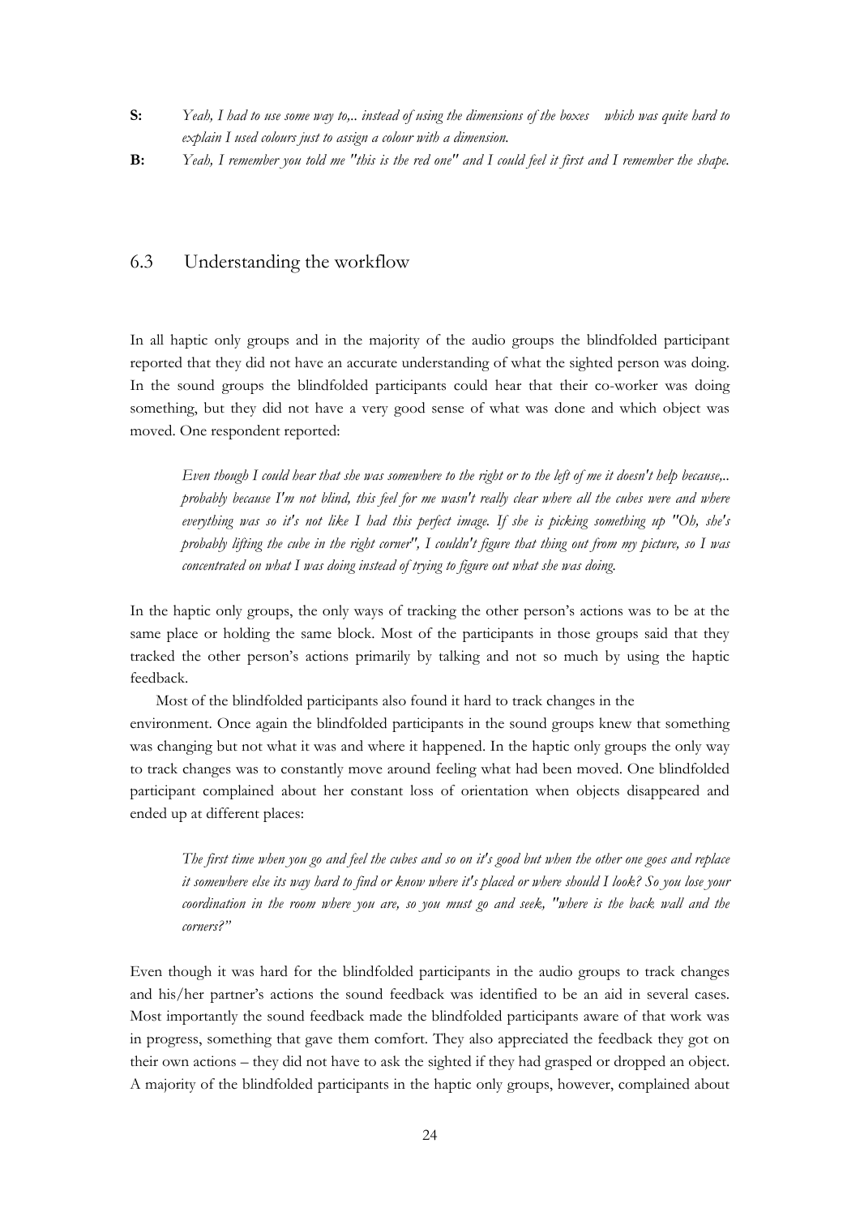**S:** *Yeah, I had to use some way to,.. instead of using the dimensions of the boxes which was quite hard to explain I used colours just to assign a colour with a dimension.*

**B:** *Yeah, I remember you told me "this is the red one" and I could feel it first and I remember the shape.*

## 6.3 Understanding the workflow

In all haptic only groups and in the majority of the audio groups the blindfolded participant reported that they did not have an accurate understanding of what the sighted person was doing. In the sound groups the blindfolded participants could hear that their co-worker was doing something, but they did not have a very good sense of what was done and which object was moved. One respondent reported:

> *Even though I could hear that she was somewhere to the right or to the left of me it doesn't help because,.. probably because I'm not blind, this feel for me wasn't really clear where all the cubes were and where everything was so it's not like I had this perfect image. If she is picking something up "Oh, she's probably lifting the cube in the right corner", I couldn't figure that thing out from my picture, so I was concentrated on what I was doing instead of trying to figure out what she was doing.*

In the haptic only groups, the only ways of tracking the other person's actions was to be at the same place or holding the same block. Most of the participants in those groups said that they tracked the other person's actions primarily by talking and not so much by using the haptic feedback.

Most of the blindfolded participants also found it hard to track changes in the environment. Once again the blindfolded participants in the sound groups knew that something was changing but not what it was and where it happened. In the haptic only groups the only way to track changes was to constantly move around feeling what had been moved. One blindfolded participant complained about her constant loss of orientation when objects disappeared and ended up at different places:

> *The first time when you go and feel the cubes and so on it's good but when the other one goes and replace it somewhere else its way hard to find or know where it's placed or where should I look? So you lose your coordination in the room where you are, so you must go and seek, "where is the back wall and the corners?"*

Even though it was hard for the blindfolded participants in the audio groups to track changes and his/her partner's actions the sound feedback was identified to be an aid in several cases. Most importantly the sound feedback made the blindfolded participants aware of that work was in progress, something that gave them comfort. They also appreciated the feedback they got on their own actions – they did not have to ask the sighted if they had grasped or dropped an object. A majority of the blindfolded participants in the haptic only groups, however, complained about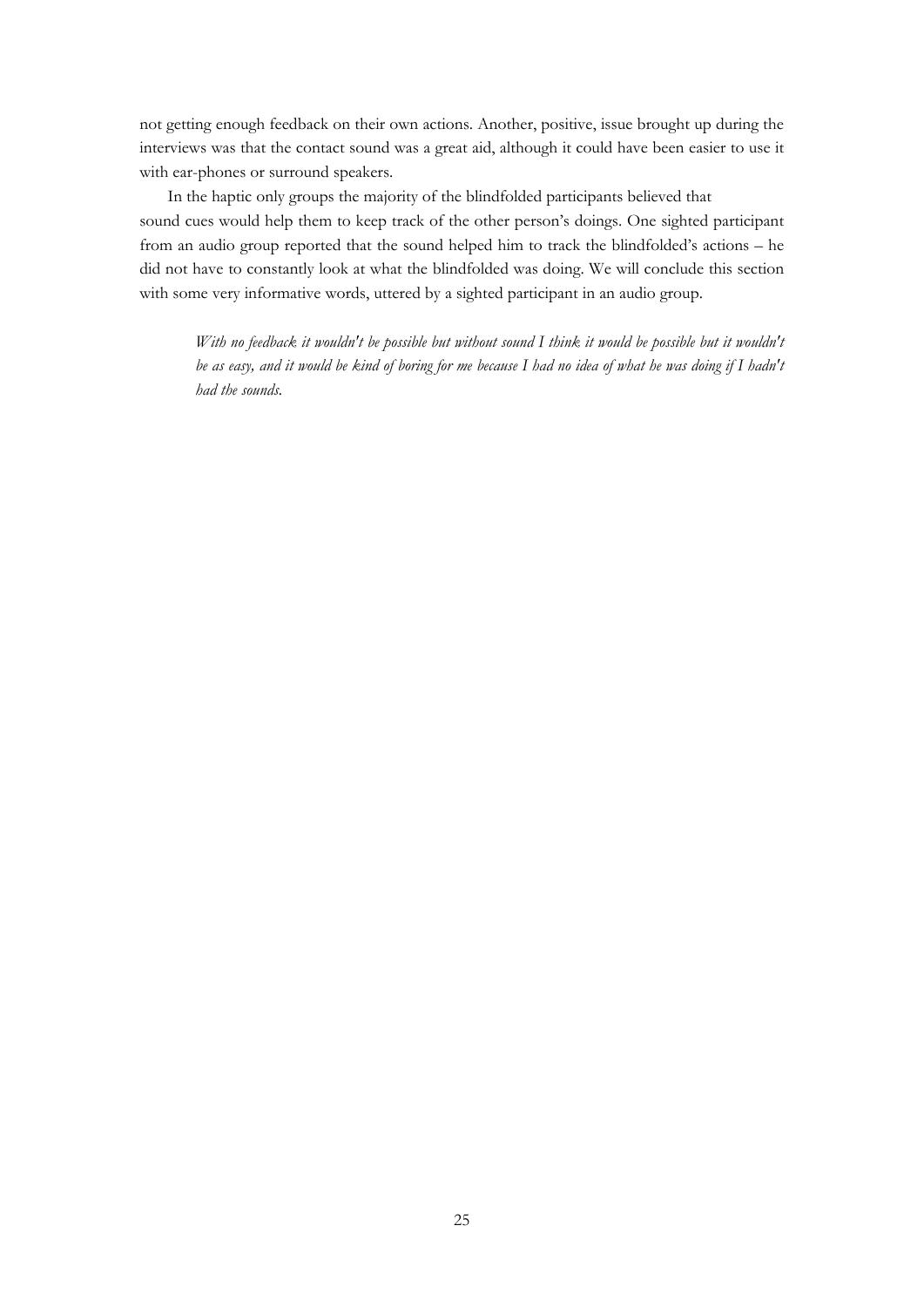not getting enough feedback on their own actions. Another, positive, issue brought up during the interviews was that the contact sound was a great aid, although it could have been easier to use it with ear-phones or surround speakers.

In the haptic only groups the majority of the blindfolded participants believed that sound cues would help them to keep track of the other person's doings. One sighted participant from an audio group reported that the sound helped him to track the blindfolded's actions – he did not have to constantly look at what the blindfolded was doing. We will conclude this section with some very informative words, uttered by a sighted participant in an audio group.

> *With no feedback it wouldn't be possible but without sound I think it would be possible but it wouldn't be as easy, and it would be kind of boring for me because I had no idea of what he was doing if I hadn't had the sounds.*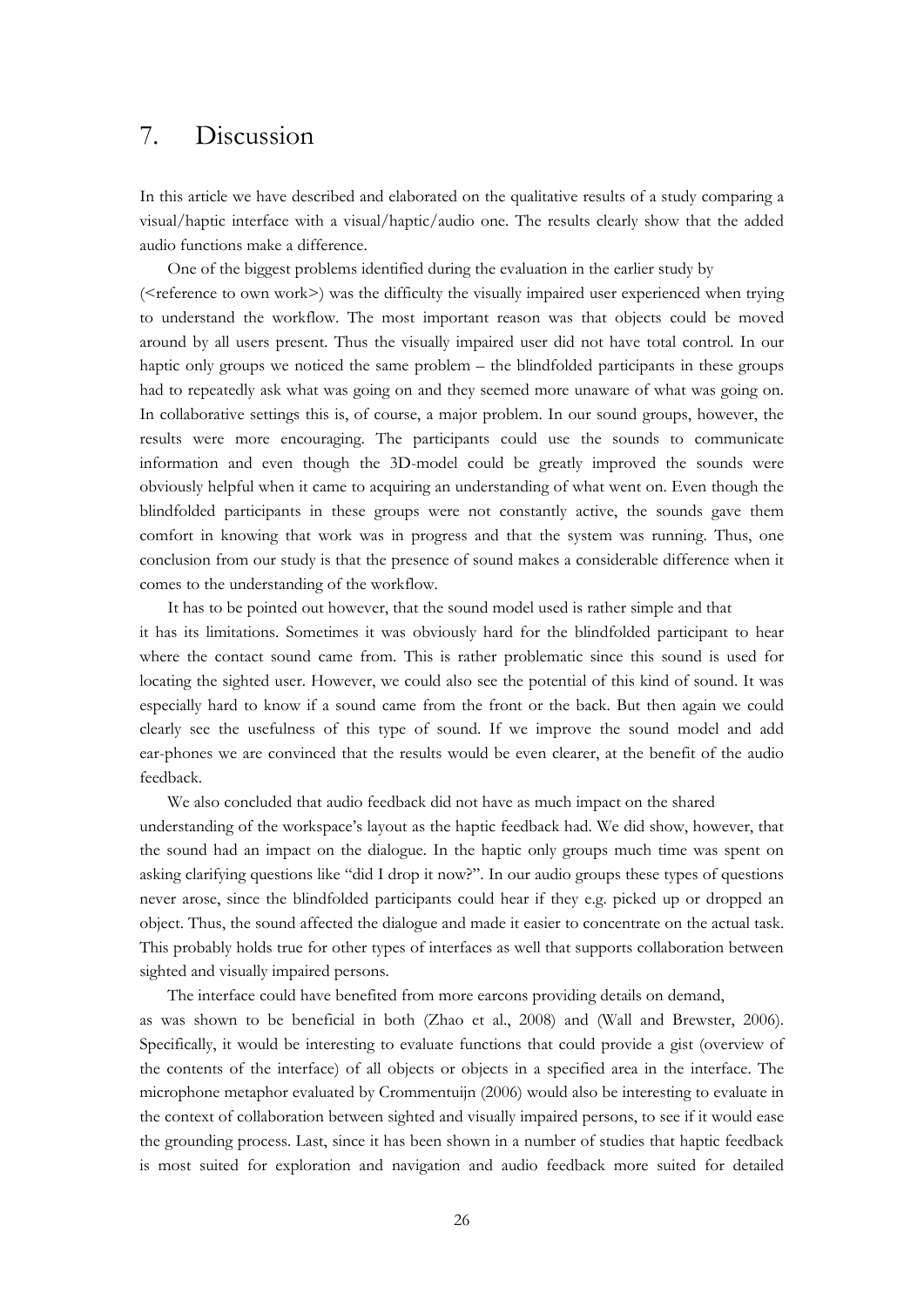# 7. Discussion

In this article we have described and elaborated on the qualitative results of a study comparing a visual/haptic interface with a visual/haptic/audio one. The results clearly show that the added audio functions make a difference.

One of the biggest problems identified during the evaluation in the earlier study by (<reference to own work>) was the difficulty the visually impaired user experienced when trying to understand the workflow. The most important reason was that objects could be moved around by all users present. Thus the visually impaired user did not have total control. In our haptic only groups we noticed the same problem – the blindfolded participants in these groups had to repeatedly ask what was going on and they seemed more unaware of what was going on. In collaborative settings this is, of course, a major problem. In our sound groups, however, the results were more encouraging. The participants could use the sounds to communicate information and even though the 3D-model could be greatly improved the sounds were obviously helpful when it came to acquiring an understanding of what went on. Even though the blindfolded participants in these groups were not constantly active, the sounds gave them comfort in knowing that work was in progress and that the system was running. Thus, one conclusion from our study is that the presence of sound makes a considerable difference when it comes to the understanding of the workflow.

It has to be pointed out however, that the sound model used is rather simple and that it has its limitations. Sometimes it was obviously hard for the blindfolded participant to hear where the contact sound came from. This is rather problematic since this sound is used for locating the sighted user. However, we could also see the potential of this kind of sound. It was especially hard to know if a sound came from the front or the back. But then again we could clearly see the usefulness of this type of sound. If we improve the sound model and add ear-phones we are convinced that the results would be even clearer, at the benefit of the audio feedback.

We also concluded that audio feedback did not have as much impact on the shared understanding of the workspace's layout as the haptic feedback had. We did show, however, that the sound had an impact on the dialogue. In the haptic only groups much time was spent on asking clarifying questions like "did I drop it now?". In our audio groups these types of questions never arose, since the blindfolded participants could hear if they e.g. picked up or dropped an object. Thus, the sound affected the dialogue and made it easier to concentrate on the actual task. This probably holds true for other types of interfaces as well that supports collaboration between sighted and visually impaired persons.

The interface could have benefited from more earcons providing details on demand, as was shown to be beneficial in both (Zhao et al., 2008) and (Wall and Brewster, 2006). Specifically, it would be interesting to evaluate functions that could provide a gist (overview of the contents of the interface) of all objects or objects in a specified area in the interface. The microphone metaphor evaluated by Crommentuijn (2006) would also be interesting to evaluate in the context of collaboration between sighted and visually impaired persons, to see if it would ease the grounding process. Last, since it has been shown in a number of studies that haptic feedback is most suited for exploration and navigation and audio feedback more suited for detailed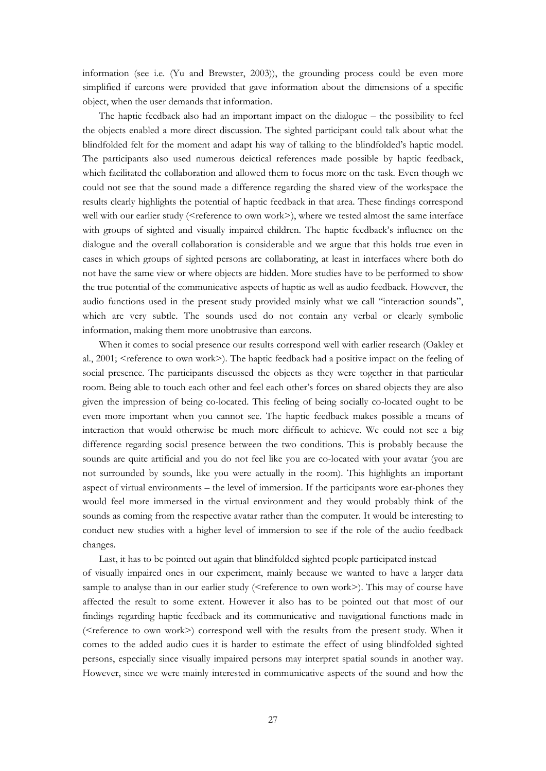information (see i.e. (Yu and Brewster, 2003)), the grounding process could be even more simplified if earcons were provided that gave information about the dimensions of a specific object, when the user demands that information.

The haptic feedback also had an important impact on the dialogue – the possibility to feel the objects enabled a more direct discussion. The sighted participant could talk about what the blindfolded felt for the moment and adapt his way of talking to the blindfolded's haptic model. The participants also used numerous deictical references made possible by haptic feedback, which facilitated the collaboration and allowed them to focus more on the task. Even though we could not see that the sound made a difference regarding the shared view of the workspace the results clearly highlights the potential of haptic feedback in that area. These findings correspond well with our earlier study (<reference to own work>), where we tested almost the same interface with groups of sighted and visually impaired children. The haptic feedback's influence on the dialogue and the overall collaboration is considerable and we argue that this holds true even in cases in which groups of sighted persons are collaborating, at least in interfaces where both do not have the same view or where objects are hidden. More studies have to be performed to show the true potential of the communicative aspects of haptic as well as audio feedback. However, the audio functions used in the present study provided mainly what we call "interaction sounds", which are very subtle. The sounds used do not contain any verbal or clearly symbolic information, making them more unobtrusive than earcons.

When it comes to social presence our results correspond well with earlier research (Oakley et al., 2001; <reference to own work>). The haptic feedback had a positive impact on the feeling of social presence. The participants discussed the objects as they were together in that particular room. Being able to touch each other and feel each other's forces on shared objects they are also given the impression of being co-located. This feeling of being socially co-located ought to be even more important when you cannot see. The haptic feedback makes possible a means of interaction that would otherwise be much more difficult to achieve. We could not see a big difference regarding social presence between the two conditions. This is probably because the sounds are quite artificial and you do not feel like you are co-located with your avatar (you are not surrounded by sounds, like you were actually in the room). This highlights an important aspect of virtual environments – the level of immersion. If the participants wore ear-phones they would feel more immersed in the virtual environment and they would probably think of the sounds as coming from the respective avatar rather than the computer. It would be interesting to conduct new studies with a higher level of immersion to see if the role of the audio feedback changes.

Last, it has to be pointed out again that blindfolded sighted people participated instead of visually impaired ones in our experiment, mainly because we wanted to have a larger data sample to analyse than in our earlier study (<reference to own work>). This may of course have affected the result to some extent. However it also has to be pointed out that most of our findings regarding haptic feedback and its communicative and navigational functions made in (<reference to own work>) correspond well with the results from the present study. When it comes to the added audio cues it is harder to estimate the effect of using blindfolded sighted persons, especially since visually impaired persons may interpret spatial sounds in another way. However, since we were mainly interested in communicative aspects of the sound and how the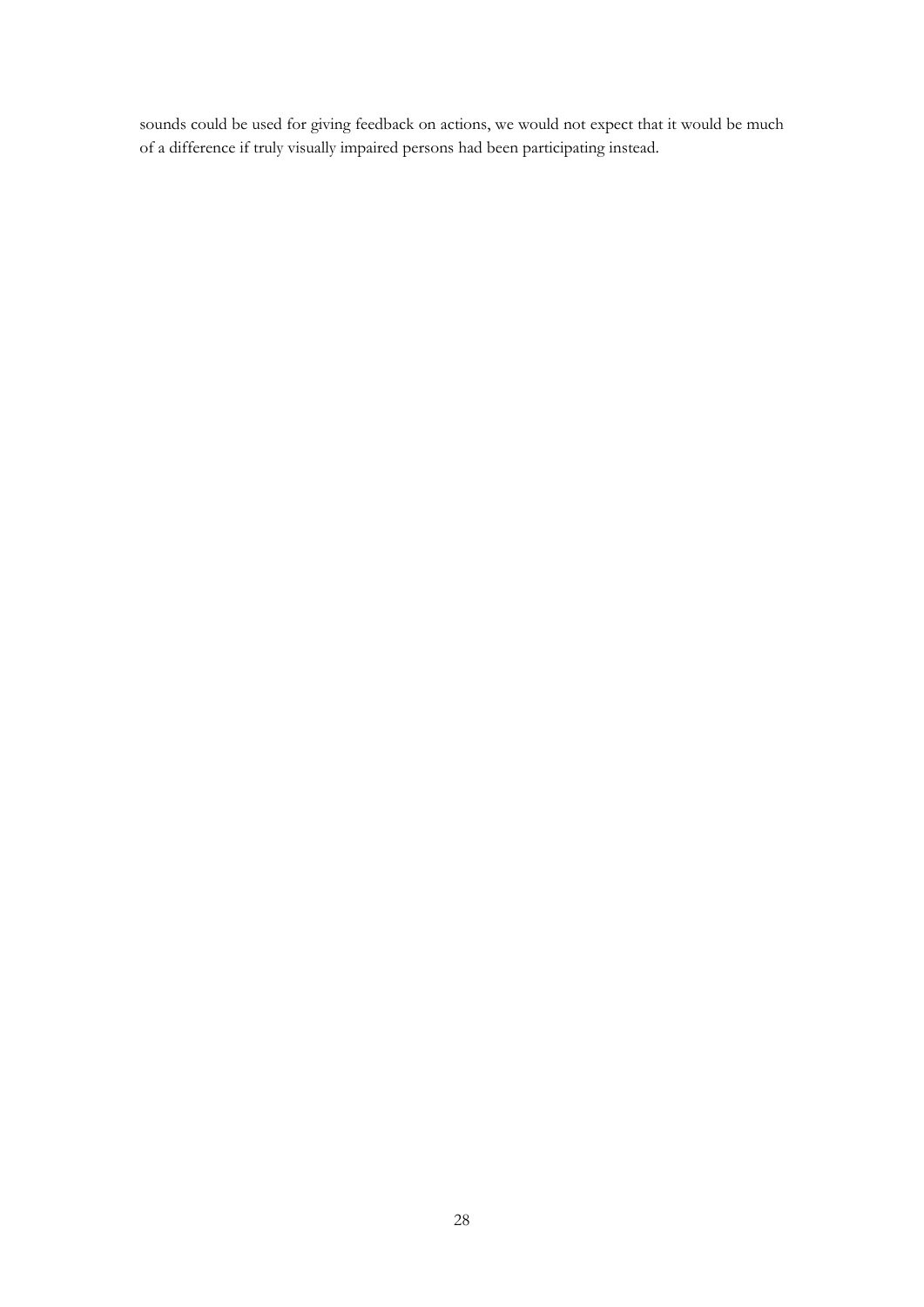sounds could be used for giving feedback on actions, we would not expect that it would be much of a difference if truly visually impaired persons had been participating instead.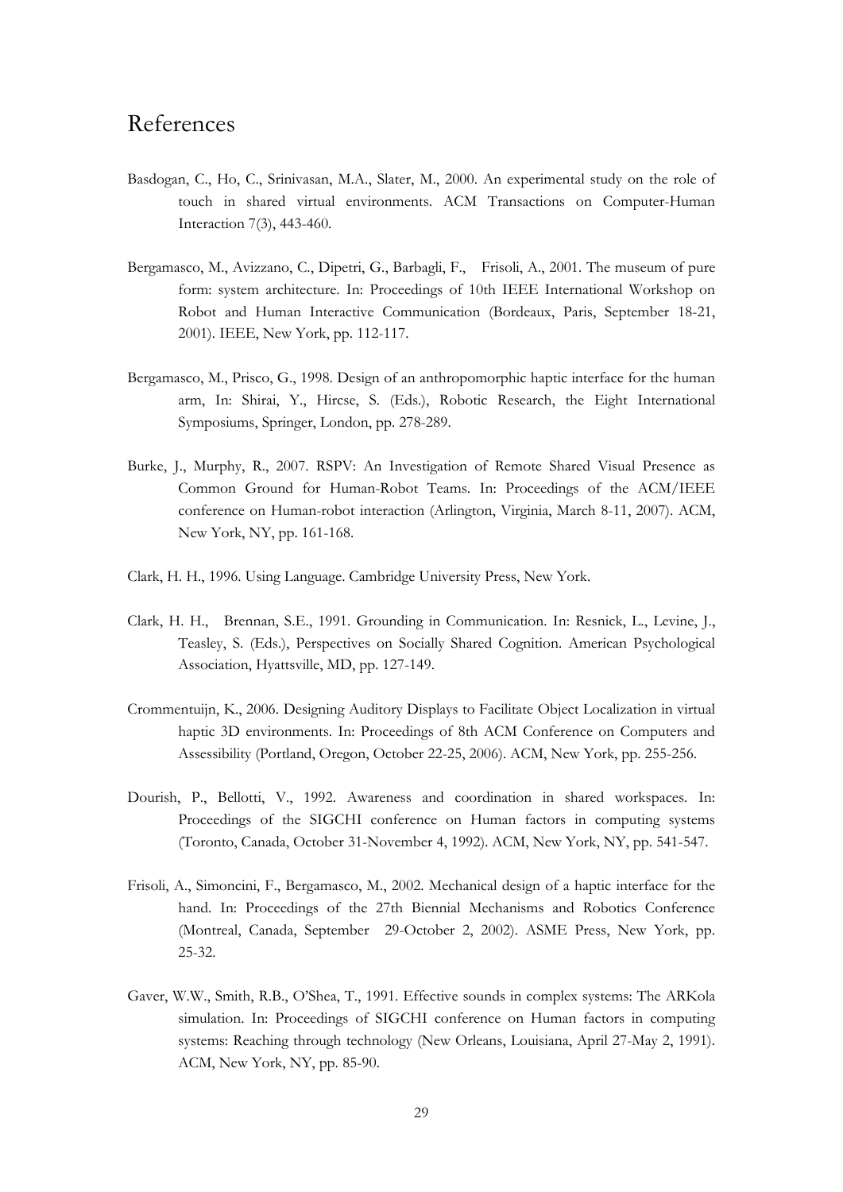# References

Basdogan, C., Ho, C., Srinivasan, M.A., Slater, M., 2000. An experimental study on the role of touch in shared virtual environments. ACM Transactions on Computer-Human Interaction 7(3), 443-460.

Bergamasco, M., Avizzano, C., Dipetri, G., Barbagli, F., Frisoli, A., 2001. The museum of pure form: system architecture. In: Proceedings of 10th IEEE International Workshop on Robot and Human Interactive Communication (Bordeaux, Paris, September 18-21, 2001). IEEE, New York, pp. 112-117.

Bergamasco, M., Prisco, G., 1998. Design of an anthropomorphic haptic interface for the human arm, In: Shirai, Y., Hircse, S. (Eds.), Robotic Research, the Eight International Symposiums, Springer, London, pp. 278-289.

Burke, J., Murphy, R., 2007. RSPV: An Investigation of Remote Shared Visual Presence as Common Ground for Human-Robot Teams. In: Proceedings of the ACM/IEEE conference on Human-robot interaction (Arlington, Virginia, March 8-11, 2007). ACM, New York, NY, pp. 161-168.

Clark, H. H., 1996. Using Language. Cambridge University Press, New York.

Clark, H. H., Brennan, S.E., 1991. Grounding in Communication. In: Resnick, L., Levine, J., Teasley, S. (Eds.), Perspectives on Socially Shared Cognition. American Psychological Association, Hyattsville, MD, pp. 127-149.

Crommentuijn, K., 2006. Designing Auditory Displays to Facilitate Object Localization in virtual haptic 3D environments. In: Proceedings of 8th ACM Conference on Computers and Assessibility (Portland, Oregon, October 22-25, 2006). ACM, New York, pp. 255-256.

Dourish, P., Bellotti, V., 1992. Awareness and coordination in shared workspaces. In: Proceedings of the SIGCHI conference on Human factors in computing systems (Toronto, Canada, October 31-November 4, 1992). ACM, New York, NY, pp. 541-547.

Frisoli, A., Simoncini, F., Bergamasco, M., 2002. Mechanical design of a haptic interface for the hand. In: Proceedings of the 27th Biennial Mechanisms and Robotics Conference (Montreal, Canada, September 29-October 2, 2002). ASME Press, New York, pp. 25-32.

Gaver, W.W., Smith, R.B., O'Shea, T., 1991. Effective sounds in complex systems: The ARKola simulation. In: Proceedings of SIGCHI conference on Human factors in computing systems: Reaching through technology (New Orleans, Louisiana, April 27-May 2, 1991). ACM, New York, NY, pp. 85-90.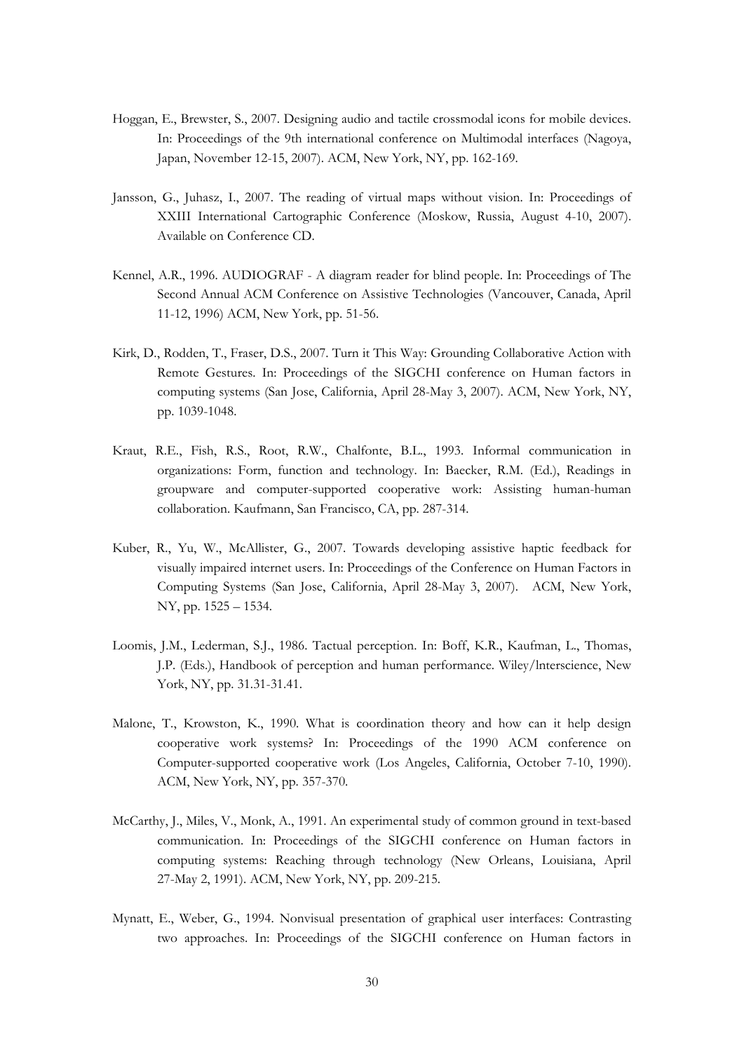Hoggan, E., Brewster, S., 2007. Designing audio and tactile crossmodal icons for mobile devices. In: Proceedings of the 9th international conference on Multimodal interfaces (Nagoya, Japan, November 12-15, 2007). ACM, New York, NY, pp. 162-169.

Jansson, G., Juhasz, I., 2007. The reading of virtual maps without vision. In: Proceedings of XXIII International Cartographic Conference (Moskow, Russia, August 4-10, 2007). Available on Conference CD.

Kennel, A.R., 1996. AUDIOGRAF - A diagram reader for blind people. In: Proceedings of The Second Annual ACM Conference on Assistive Technologies (Vancouver, Canada, April 11-12, 1996) ACM, New York, pp. 51-56.

Kirk, D., Rodden, T., Fraser, D.S., 2007. Turn it This Way: Grounding Collaborative Action with Remote Gestures. In: Proceedings of the SIGCHI conference on Human factors in computing systems (San Jose, California, April 28-May 3, 2007). ACM, New York, NY, pp. 1039-1048.

Kraut, R.E., Fish, R.S., Root, R.W., Chalfonte, B.L., 1993. Informal communication in organizations: Form, function and technology. In: Baecker, R.M. (Ed.), Readings in groupware and computer-supported cooperative work: Assisting human-human collaboration. Kaufmann, San Francisco, CA, pp. 287-314.

Kuber, R., Yu, W., McAllister, G., 2007. Towards developing assistive haptic feedback for visually impaired internet users. In: Proceedings of the Conference on Human Factors in Computing Systems (San Jose, California, April 28-May 3, 2007). ACM, New York, NY, pp. 1525 – 1534.

Loomis, J.M., Lederman, S.J., 1986. Tactual perception. In: Boff, K.R., Kaufman, L., Thomas, J.P. (Eds.), Handbook of perception and human performance. Wiley/lnterscience, New York, NY, pp. 31.31-31.41.

Malone, T., Krowston, K., 1990. What is coordination theory and how can it help design cooperative work systems? In: Proceedings of the 1990 ACM conference on Computer-supported cooperative work (Los Angeles, California, October 7-10, 1990). ACM, New York, NY, pp. 357-370.

McCarthy, J., Miles, V., Monk, A., 1991. An experimental study of common ground in text-based communication. In: Proceedings of the SIGCHI conference on Human factors in computing systems: Reaching through technology (New Orleans, Louisiana, April 27-May 2, 1991). ACM, New York, NY, pp. 209-215.

Mynatt, E., Weber, G., 1994. Nonvisual presentation of graphical user interfaces: Contrasting two approaches. In: Proceedings of the SIGCHI conference on Human factors in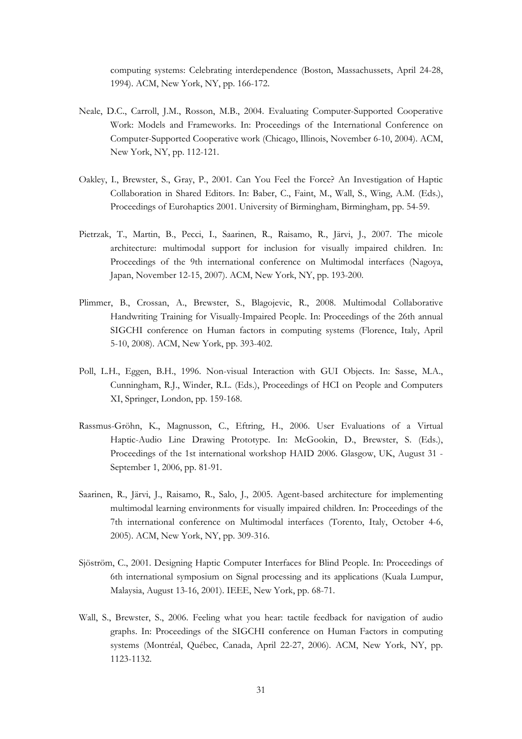computing systems: Celebrating interdependence (Boston, Massachussets, April 24-28, 1994). ACM, New York, NY, pp. 166-172.

Neale, D.C., Carroll, J.M., Rosson, M.B., 2004. Evaluating Computer-Supported Cooperative Work: Models and Frameworks. In: Proceedings of the International Conference on Computer-Supported Cooperative work (Chicago, Illinois, November 6-10, 2004). ACM, New York, NY, pp. 112-121.

Oakley, I., Brewster, S., Gray, P., 2001. Can You Feel the Force? An Investigation of Haptic Collaboration in Shared Editors. In: Baber, C., Faint, M., Wall, S., Wing, A.M. (Eds.), Proceedings of Eurohaptics 2001. University of Birmingham, Birmingham, pp. 54-59.

Pietrzak, T., Martin, B., Pecci, I., Saarinen, R., Raisamo, R., Järvi, J., 2007. The micole architecture: multimodal support for inclusion for visually impaired children. In: Proceedings of the 9th international conference on Multimodal interfaces (Nagoya, Japan, November 12-15, 2007). ACM, New York, NY, pp. 193-200.

Plimmer, B., Crossan, A., Brewster, S., Blagojevic, R., 2008. Multimodal Collaborative Handwriting Training for Visually-Impaired People. In: Proceedings of the 26th annual SIGCHI conference on Human factors in computing systems (Florence, Italy, April 5-10, 2008). ACM, New York, pp. 393-402.

Poll, L.H., Eggen, B.H., 1996. Non-visual Interaction with GUI Objects. In: Sasse, M.A., Cunningham, R.J., Winder, R.L. (Eds.), Proceedings of HCI on People and Computers XI, Springer, London, pp. 159-168.

Rassmus-Gröhn, K., Magnusson, C., Eftring, H., 2006. User Evaluations of a Virtual Haptic-Audio Line Drawing Prototype. In: McGookin, D., Brewster, S. (Eds.), Proceedings of the 1st international workshop HAID 2006. Glasgow, UK, August 31 - September 1, 2006, pp. 81-91.

Saarinen, R., Järvi, J., Raisamo, R., Salo, J., 2005. Agent-based architecture for implementing multimodal learning environments for visually impaired children. In: Proceedings of the 7th international conference on Multimodal interfaces (Torento, Italy, October 4-6, 2005). ACM, New York, NY, pp. 309-316.

Sjöström, C., 2001. Designing Haptic Computer Interfaces for Blind People. In: Proceedings of 6th international symposium on Signal processing and its applications (Kuala Lumpur, Malaysia, August 13-16, 2001). IEEE, New York, pp. 68-71.

Wall, S., Brewster, S., 2006. Feeling what you hear: tactile feedback for navigation of audio graphs. In: Proceedings of the SIGCHI conference on Human Factors in computing systems (Montréal, Québec, Canada, April 22-27, 2006). ACM, New York, NY, pp. 1123-1132.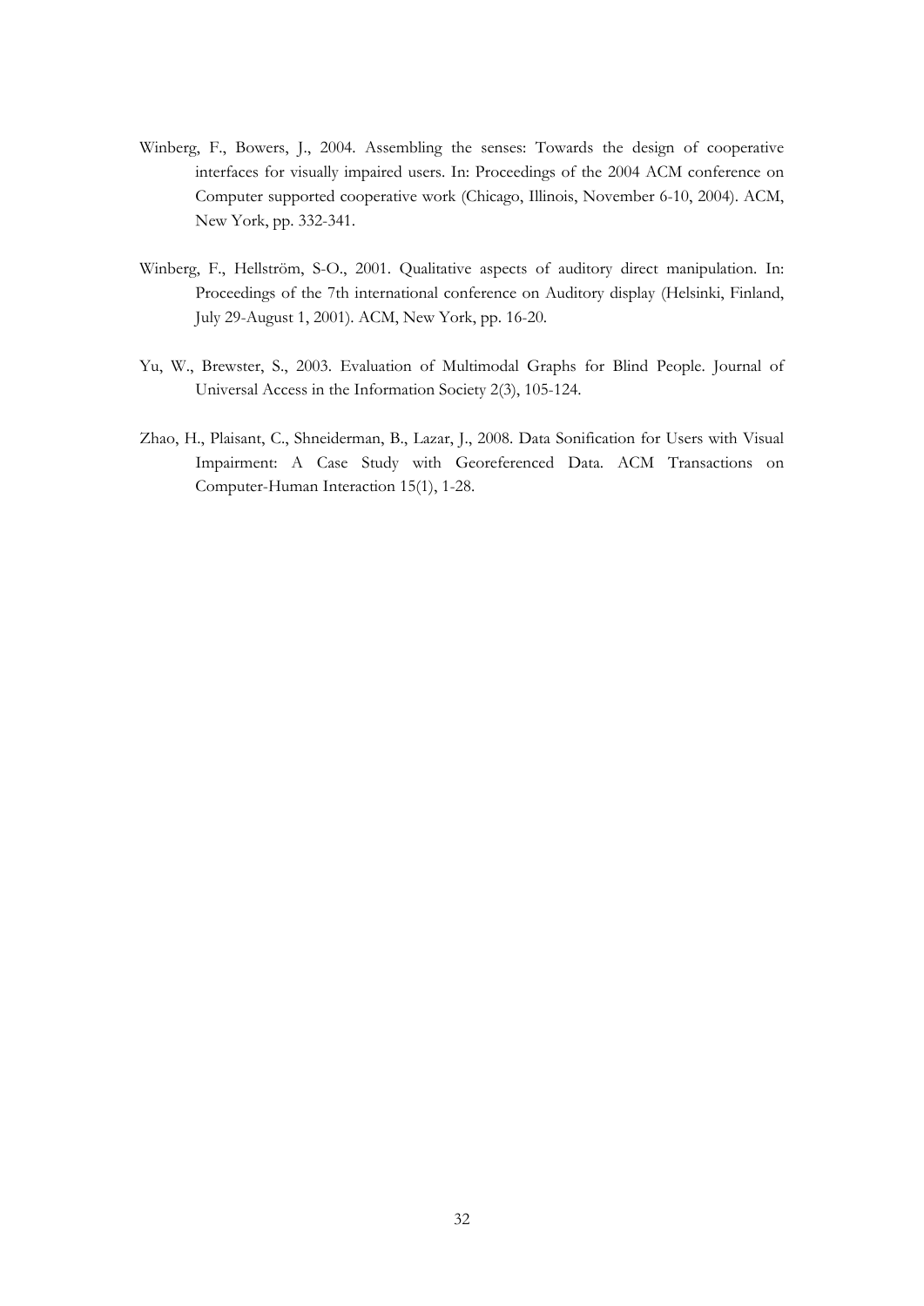Winberg, F., Bowers, J., 2004. Assembling the senses: Towards the design of cooperative interfaces for visually impaired users. In: Proceedings of the 2004 ACM conference on Computer supported cooperative work (Chicago, Illinois, November 6-10, 2004). ACM, New York, pp. 332-341.

Winberg, F., Hellström, S-O., 2001. Qualitative aspects of auditory direct manipulation. In: Proceedings of the 7th international conference on Auditory display (Helsinki, Finland, July 29-August 1, 2001). ACM, New York, pp. 16-20.

Yu, W., Brewster, S., 2003. Evaluation of Multimodal Graphs for Blind People. Journal of Universal Access in the Information Society 2(3), 105-124.

Zhao, H., Plaisant, C., Shneiderman, B., Lazar, J., 2008. Data Sonification for Users with Visual Impairment: A Case Study with Georeferenced Data. ACM Transactions on Computer-Human Interaction 15(1), 1-28.